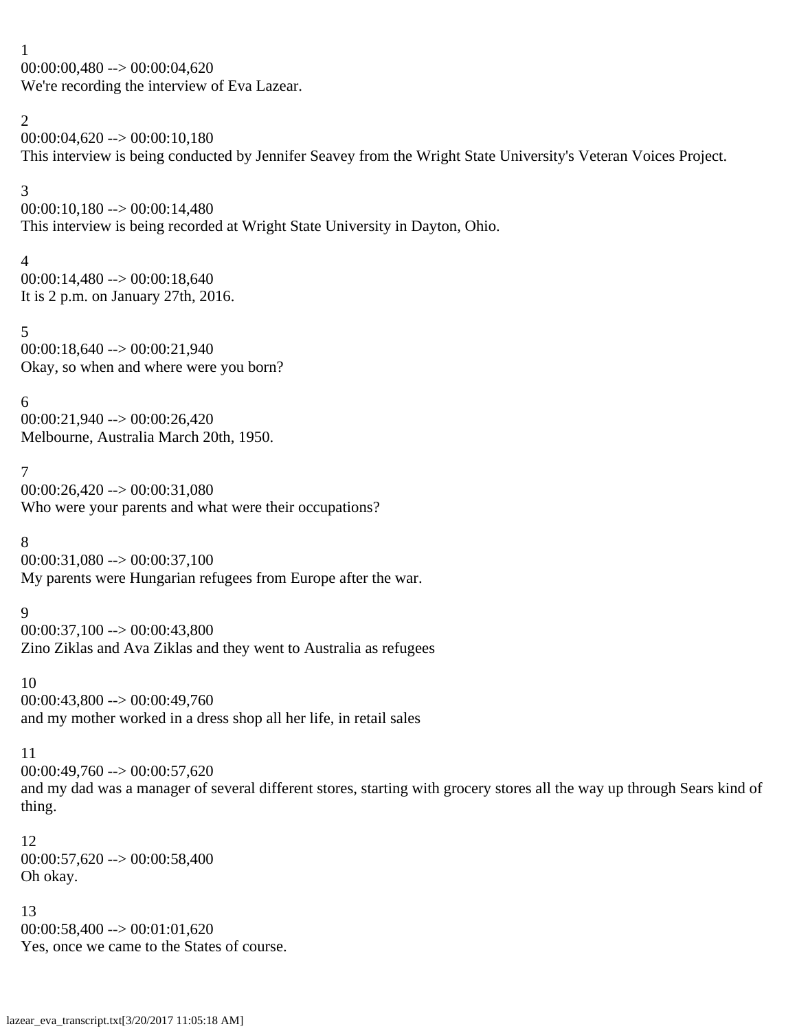1
00:00:00,480 --> 00:00:04,620
We're recording the interview of Eva Lazear.

2
00:00:04,620 --> 00:00:10,180
This interview is being conducted by Jennifer Seavey from the Wright State University's Veteran Voices Project.

3
00:00:10,180 --> 00:00:14,480
This interview is being recorded at Wright State University in Dayton, Ohio.

4
00:00:14,480 --> 00:00:18,640
It is 2 p.m. on January 27th, 2016.

5
00:00:18,640 --> 00:00:21,940
Okay, so when and where were you born?

6
00:00:21,940 --> 00:00:26,420
Melbourne, Australia March 20th, 1950.

7
00:00:26,420 --> 00:00:31,080
Who were your parents and what were their occupations?

8
00:00:31,080 --> 00:00:37,100
My parents were Hungarian refugees from Europe after the war.

9
00:00:37,100 --> 00:00:43,800
Zino Ziklas and Ava Ziklas and they went to Australia as refugees

10
00:00:43,800 --> 00:00:49,760
and my mother worked in a dress shop all her life, in retail sales

11
00:00:49,760 --> 00:00:57,620
and my dad was a manager of several different stores, starting with grocery stores all the way up through Sears kind of thing.

12
00:00:57,620 --> 00:00:58,400
Oh okay.

13
00:00:58,400 --> 00:01:01,620
Yes, once we came to the States of course.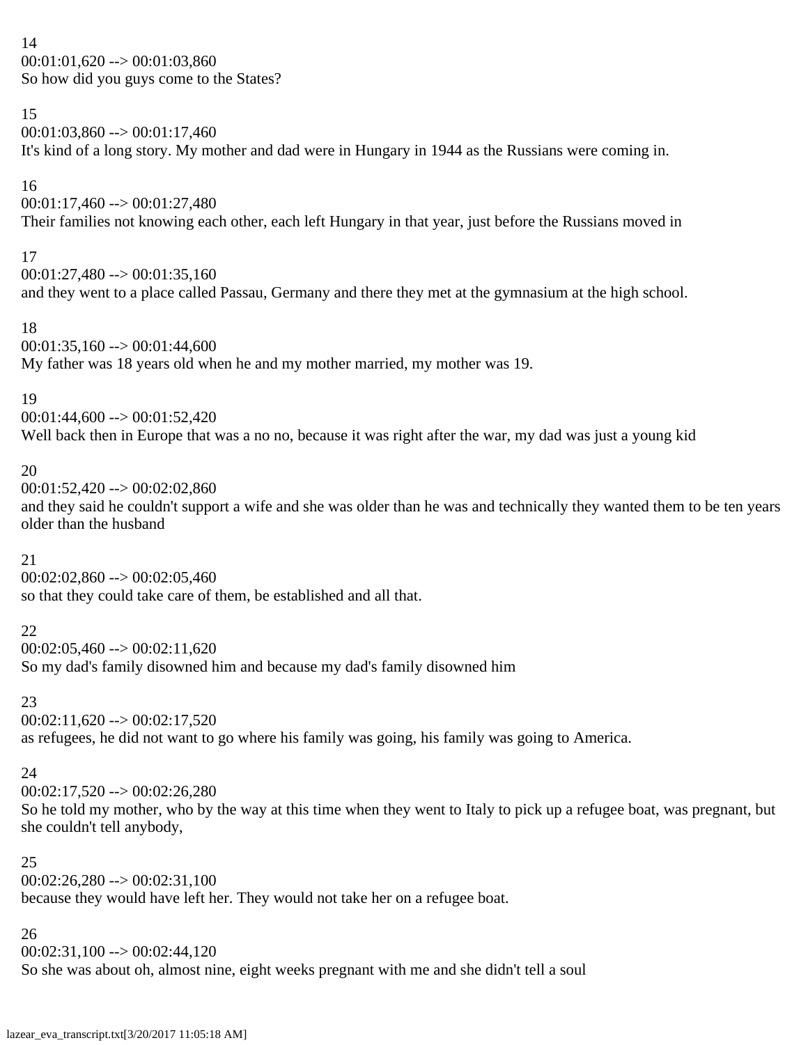14
00:01:01,620 --> 00:01:03,860
So how did you guys come to the States?

15
00:01:03,860 --> 00:01:17,460
It's kind of a long story. My mother and dad were in Hungary in 1944 as the Russians were coming in.

16
00:01:17,460 --> 00:01:27,480
Their families not knowing each other, each left Hungary in that year, just before the Russians moved in

17
00:01:27,480 --> 00:01:35,160
and they went to a place called Passau, Germany and there they met at the gymnasium at the high school.

18
00:01:35,160 --> 00:01:44,600
My father was 18 years old when he and my mother married, my mother was 19.

19
00:01:44,600 --> 00:01:52,420
Well back then in Europe that was a no no, because it was right after the war, my dad was just a young kid

20
00:01:52,420 --> 00:02:02,860
and they said he couldn't support a wife and she was older than he was and technically they wanted them to be ten years older than the husband

21
00:02:02,860 --> 00:02:05,460
so that they could take care of them, be established and all that.

22
00:02:05,460 --> 00:02:11,620
So my dad's family disowned him and because my dad's family disowned him

23
00:02:11,620 --> 00:02:17,520
as refugees, he did not want to go where his family was going, his family was going to America.

24
00:02:17,520 --> 00:02:26,280
So he told my mother, who by the way at this time when they went to Italy to pick up a refugee boat, was pregnant, but she couldn't tell anybody,

25
00:02:26,280 --> 00:02:31,100
because they would have left her. They would not take her on a refugee boat.

26
00:02:31,100 --> 00:02:44,120
So she was about oh, almost nine, eight weeks pregnant with me and she didn't tell a soul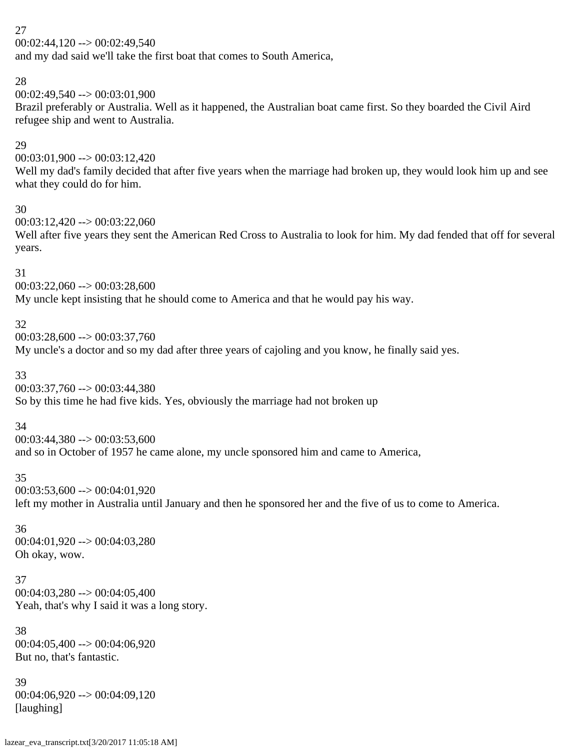27
00:02:44,120 --> 00:02:49,540
and my dad said we'll take the first boat that comes to South America,

28
00:02:49,540 --> 00:03:01,900
Brazil preferably or Australia. Well as it happened, the Australian boat came first. So they boarded the Civil Aird refugee ship and went to Australia.

29
00:03:01,900 --> 00:03:12,420
Well my dad's family decided that after five years when the marriage had broken up, they would look him up and see what they could do for him.

30
00:03:12,420 --> 00:03:22,060
Well after five years they sent the American Red Cross to Australia to look for him. My dad fended that off for several years.

31
00:03:22,060 --> 00:03:28,600
My uncle kept insisting that he should come to America and that he would pay his way.

32
00:03:28,600 --> 00:03:37,760
My uncle's a doctor and so my dad after three years of cajoling and you know, he finally said yes.

33
00:03:37,760 --> 00:03:44,380
So by this time he had five kids. Yes, obviously the marriage had not broken up

34
00:03:44,380 --> 00:03:53,600
and so in October of 1957 he came alone, my uncle sponsored him and came to America,

35
00:03:53,600 --> 00:04:01,920
left my mother in Australia until January and then he sponsored her and the five of us to come to America.

36
00:04:01,920 --> 00:04:03,280
Oh okay, wow.

37
00:04:03,280 --> 00:04:05,400
Yeah, that's why I said it was a long story.

38
00:04:05,400 --> 00:04:06,920
But no, that's fantastic.

39
00:04:06,920 --> 00:04:09,120
[laughing]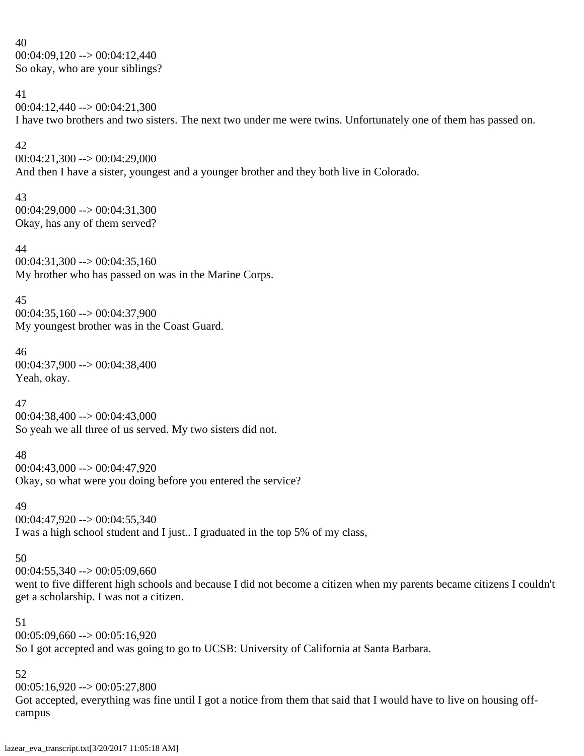40
00:04:09,120 --> 00:04:12,440
So okay, who are your siblings?

41
00:04:12,440 --> 00:04:21,300
I have two brothers and two sisters. The next two under me were twins. Unfortunately one of them has passed on.

42
00:04:21,300 --> 00:04:29,000
And then I have a sister, youngest and a younger brother and they both live in Colorado.

43
00:04:29,000 --> 00:04:31,300
Okay, has any of them served?

44
00:04:31,300 --> 00:04:35,160
My brother who has passed on was in the Marine Corps.

45
00:04:35,160 --> 00:04:37,900
My youngest brother was in the Coast Guard.

46
00:04:37,900 --> 00:04:38,400
Yeah, okay.

47
00:04:38,400 --> 00:04:43,000
So yeah we all three of us served. My two sisters did not.

48
00:04:43,000 --> 00:04:47,920
Okay, so what were you doing before you entered the service?

49
00:04:47,920 --> 00:04:55,340
I was a high school student and I just.. I graduated in the top 5% of my class,

50
00:04:55,340 --> 00:05:09,660
went to five different high schools and because I did not become a citizen when my parents became citizens I couldn't get a scholarship. I was not a citizen.

51
00:05:09,660 --> 00:05:16,920
So I got accepted and was going to go to UCSB: University of California at Santa Barbara.

52
00:05:16,920 --> 00:05:27,800
Got accepted, everything was fine until I got a notice from them that said that I would have to live on housing off-campus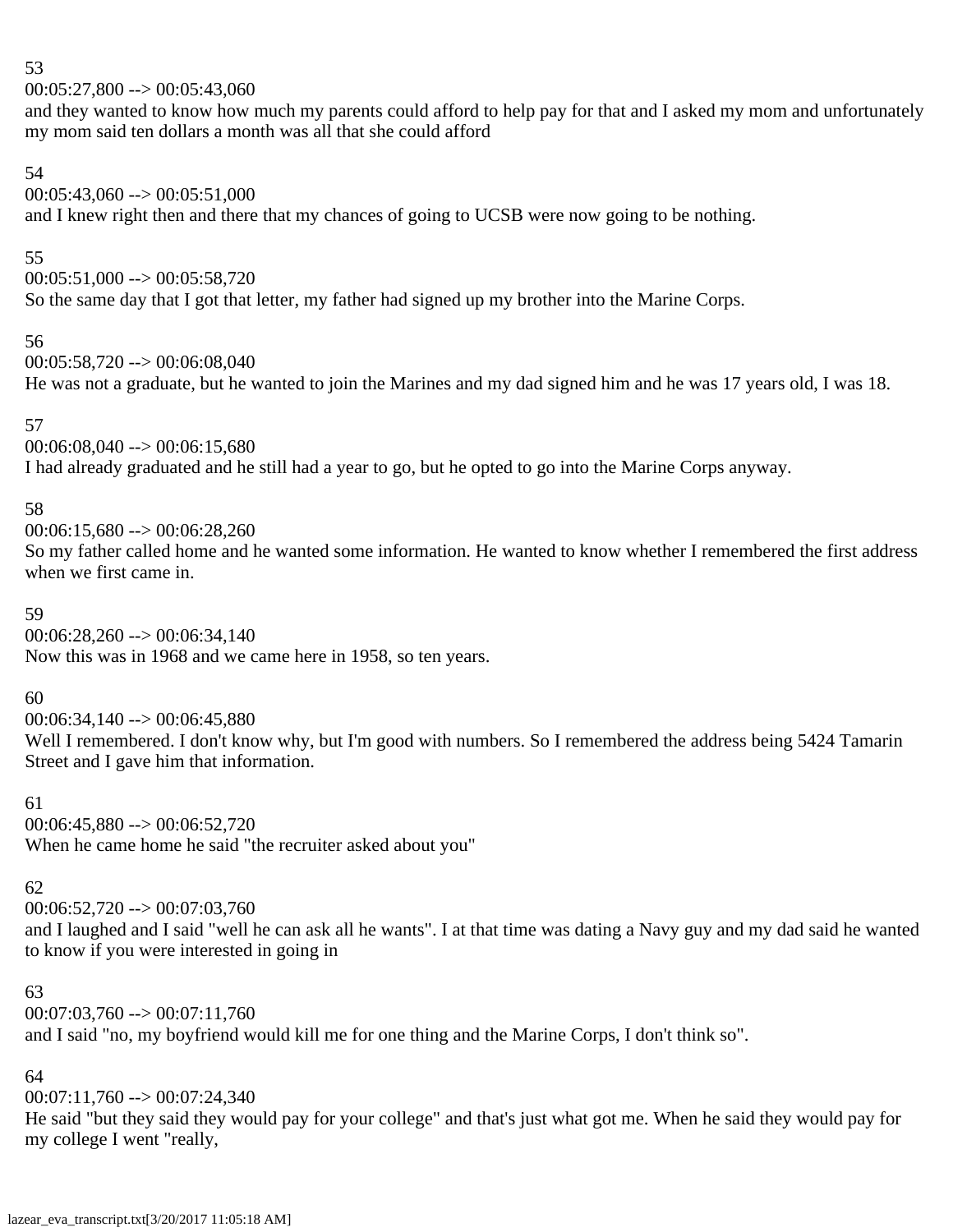53
00:05:27,800 --> 00:05:43,060
and they wanted to know how much my parents could afford to help pay for that and I asked my mom and unfortunately my mom said ten dollars a month was all that she could afford

54
00:05:43,060 --> 00:05:51,000
and I knew right then and there that my chances of going to UCSB were now going to be nothing.

55
00:05:51,000 --> 00:05:58,720
So the same day that I got that letter, my father had signed up my brother into the Marine Corps.

56
00:05:58,720 --> 00:06:08,040
He was not a graduate, but he wanted to join the Marines and my dad signed him and he was 17 years old, I was 18.

57
00:06:08,040 --> 00:06:15,680
I had already graduated and he still had a year to go, but he opted to go into the Marine Corps anyway.

58
00:06:15,680 --> 00:06:28,260
So my father called home and he wanted some information. He wanted to know whether I remembered the first address when we first came in.

59
00:06:28,260 --> 00:06:34,140
Now this was in 1968 and we came here in 1958, so ten years.

60
00:06:34,140 --> 00:06:45,880
Well I remembered. I don't know why, but I'm good with numbers. So I remembered the address being 5424 Tamarin Street and I gave him that information.

61
00:06:45,880 --> 00:06:52,720
When he came home he said "the recruiter asked about you"

62
00:06:52,720 --> 00:07:03,760
and I laughed and I said "well he can ask all he wants". I at that time was dating a Navy guy and my dad said he wanted to know if you were interested in going in

63
00:07:03,760 --> 00:07:11,760
and I said "no, my boyfriend would kill me for one thing and the Marine Corps, I don't think so".

64
00:07:11,760 --> 00:07:24,340
He said "but they said they would pay for your college" and that's just what got me. When he said they would pay for my college I went "really,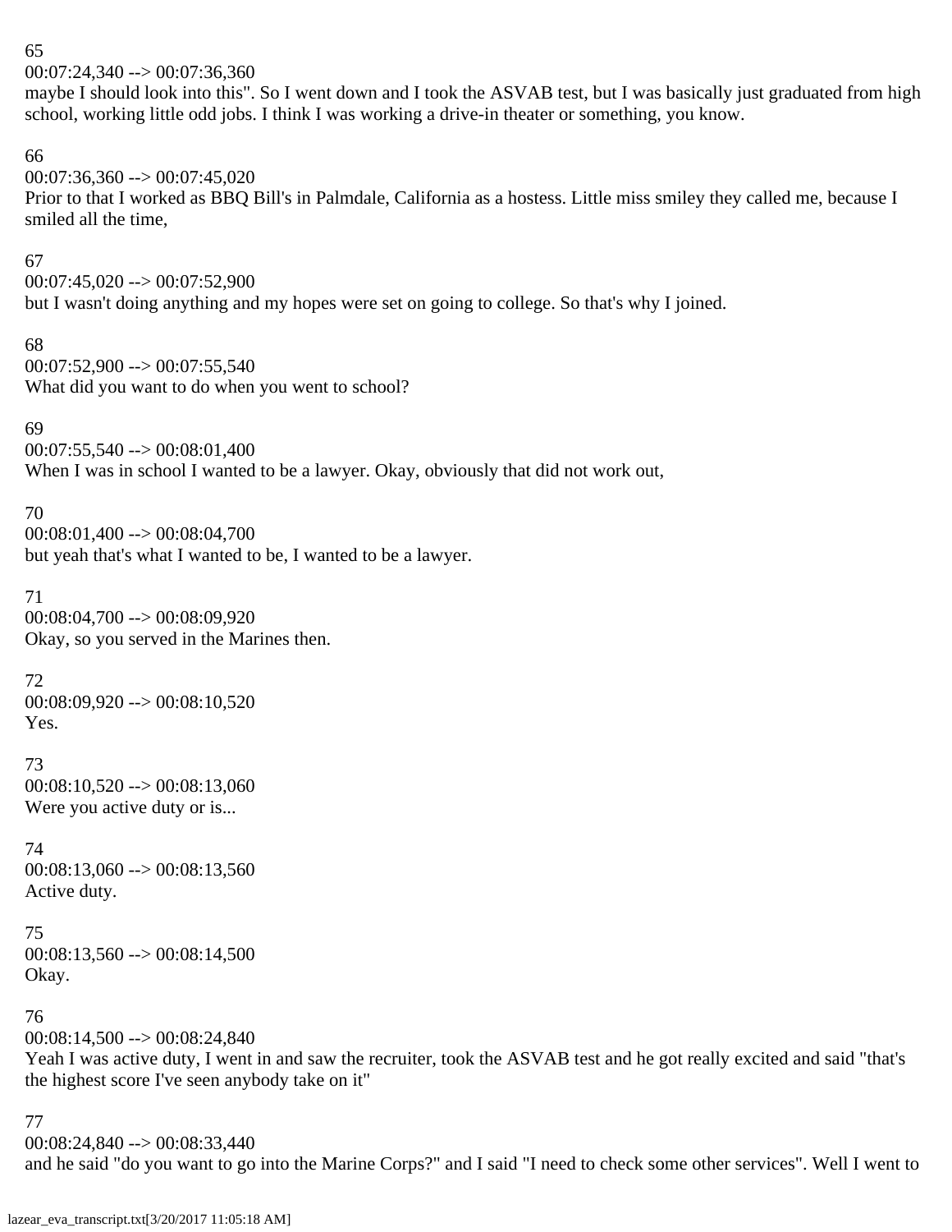65
00:07:24,340 --> 00:07:36,360
maybe I should look into this". So I went down and I took the ASVAB test, but I was basically just graduated from high school, working little odd jobs. I think I was working a drive-in theater or something, you know.

66
00:07:36,360 --> 00:07:45,020
Prior to that I worked as BBQ Bill's in Palmdale, California as a hostess. Little miss smiley they called me, because I smiled all the time,

67
00:07:45,020 --> 00:07:52,900
but I wasn't doing anything and my hopes were set on going to college. So that's why I joined.

68
00:07:52,900 --> 00:07:55,540
What did you want to do when you went to school?

69
00:07:55,540 --> 00:08:01,400
When I was in school I wanted to be a lawyer. Okay, obviously that did not work out,

70
00:08:01,400 --> 00:08:04,700
but yeah that's what I wanted to be, I wanted to be a lawyer.

71
00:08:04,700 --> 00:08:09,920
Okay, so you served in the Marines then.

72
00:08:09,920 --> 00:08:10,520
Yes.

73
00:08:10,520 --> 00:08:13,060
Were you active duty or is...

74
00:08:13,060 --> 00:08:13,560
Active duty.

75
00:08:13,560 --> 00:08:14,500
Okay.

76
00:08:14,500 --> 00:08:24,840
Yeah I was active duty, I went in and saw the recruiter, took the ASVAB test and he got really excited and said "that's the highest score I've seen anybody take on it"

77
00:08:24,840 --> 00:08:33,440
and he said "do you want to go into the Marine Corps?" and I said "I need to check some other services". Well I went to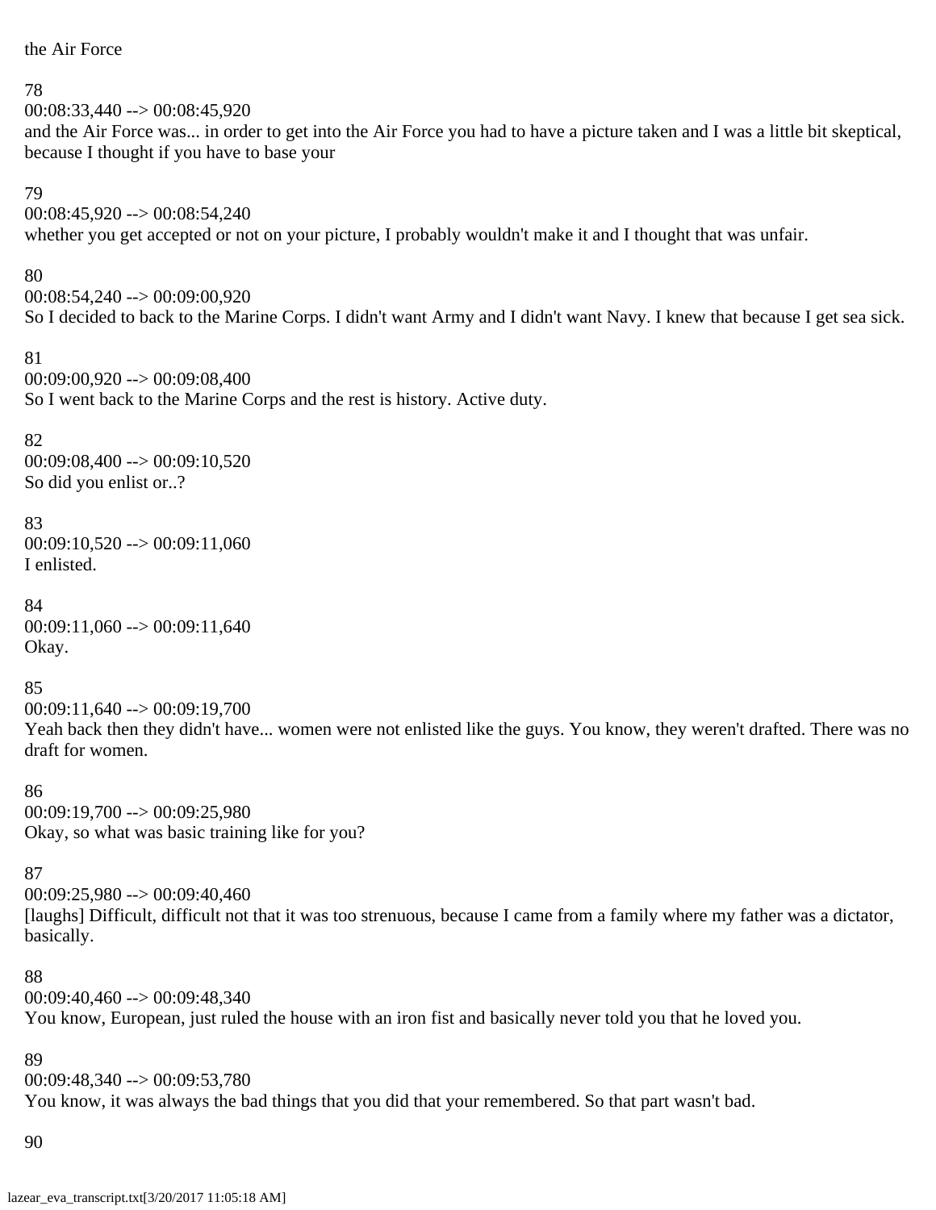the Air Force

78
00:08:33,440 --> 00:08:45,920
and the Air Force was... in order to get into the Air Force you had to have a picture taken and I was a little bit skeptical, because I thought if you have to base your

79
00:08:45,920 --> 00:08:54,240
whether you get accepted or not on your picture, I probably wouldn't make it and I thought that was unfair.

80
00:08:54,240 --> 00:09:00,920
So I decided to back to the Marine Corps. I didn't want Army and I didn't want Navy. I knew that because I get sea sick.

81
00:09:00,920 --> 00:09:08,400
So I went back to the Marine Corps and the rest is history. Active duty.

82
00:09:08,400 --> 00:09:10,520
So did you enlist or..?

83
00:09:10,520 --> 00:09:11,060
I enlisted.

84
00:09:11,060 --> 00:09:11,640
Okay.

85
00:09:11,640 --> 00:09:19,700
Yeah back then they didn't have... women were not enlisted like the guys. You know, they weren't drafted. There was no draft for women.

86
00:09:19,700 --> 00:09:25,980
Okay, so what was basic training like for you?

87
00:09:25,980 --> 00:09:40,460
[laughs] Difficult, difficult not that it was too strenuous, because I came from a family where my father was a dictator, basically.

88
00:09:40,460 --> 00:09:48,340
You know, European, just ruled the house with an iron fist and basically never told you that he loved you.

89
00:09:48,340 --> 00:09:53,780
You know, it was always the bad things that you did that your remembered. So that part wasn't bad.

90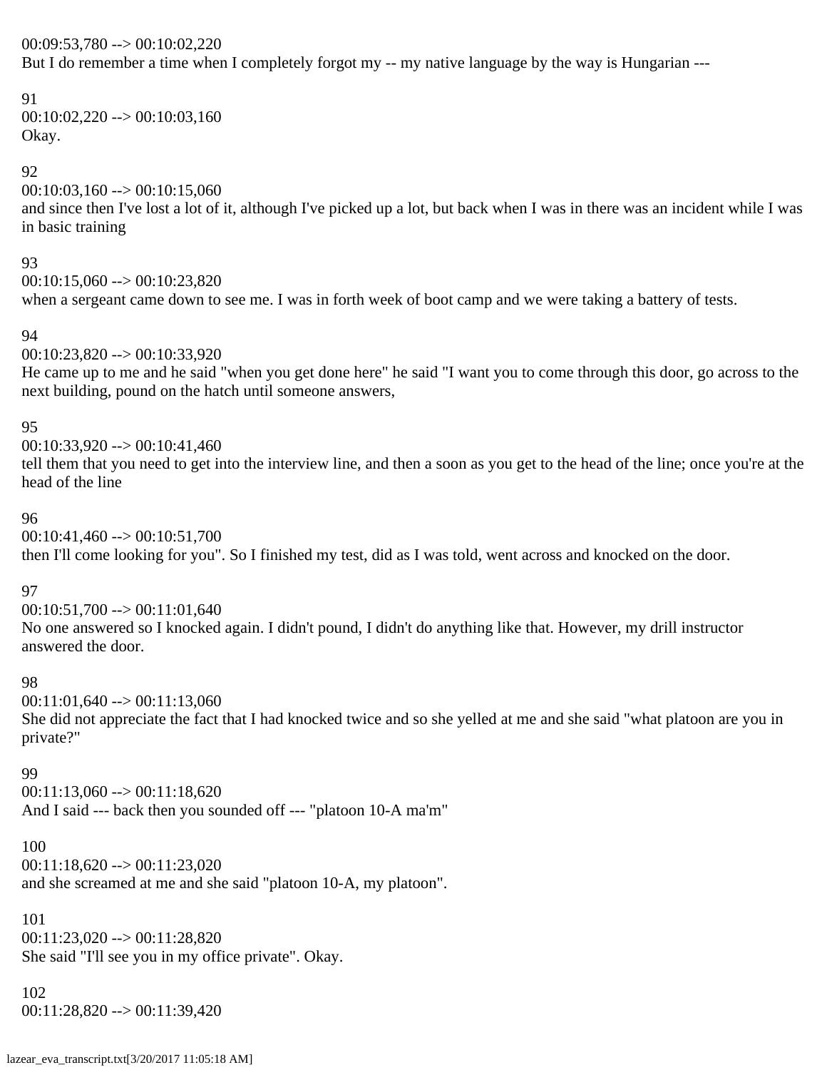00:09:53,780 --> 00:10:02,220
But I do remember a time when I completely forgot my -- my native language by the way is Hungarian ---

91
00:10:02,220 --> 00:10:03,160
Okay.

92
00:10:03,160 --> 00:10:15,060
and since then I've lost a lot of it, although I've picked up a lot, but back when I was in there was an incident while I was in basic training

93
00:10:15,060 --> 00:10:23,820
when a sergeant came down to see me. I was in forth week of boot camp and we were taking a battery of tests.

94
00:10:23,820 --> 00:10:33,920
He came up to me and he said "when you get done here" he said "I want you to come through this door, go across to the next building, pound on the hatch until someone answers,

95
00:10:33,920 --> 00:10:41,460
tell them that you need to get into the interview line, and then a soon as you get to the head of the line; once you're at the head of the line

96
00:10:41,460 --> 00:10:51,700
then I'll come looking for you". So I finished my test, did as I was told, went across and knocked on the door.

97
00:10:51,700 --> 00:11:01,640
No one answered so I knocked again. I didn't pound, I didn't do anything like that. However, my drill instructor answered the door.

98
00:11:01,640 --> 00:11:13,060
She did not appreciate the fact that I had knocked twice and so she yelled at me and she said "what platoon are you in private?"

99
00:11:13,060 --> 00:11:18,620
And I said --- back then you sounded off --- "platoon 10-A ma'm"

100
00:11:18,620 --> 00:11:23,020
and she screamed at me and she said "platoon 10-A, my platoon".

101
00:11:23,020 --> 00:11:28,820
She said "I'll see you in my office private". Okay.

102
00:11:28,820 --> 00:11:39,420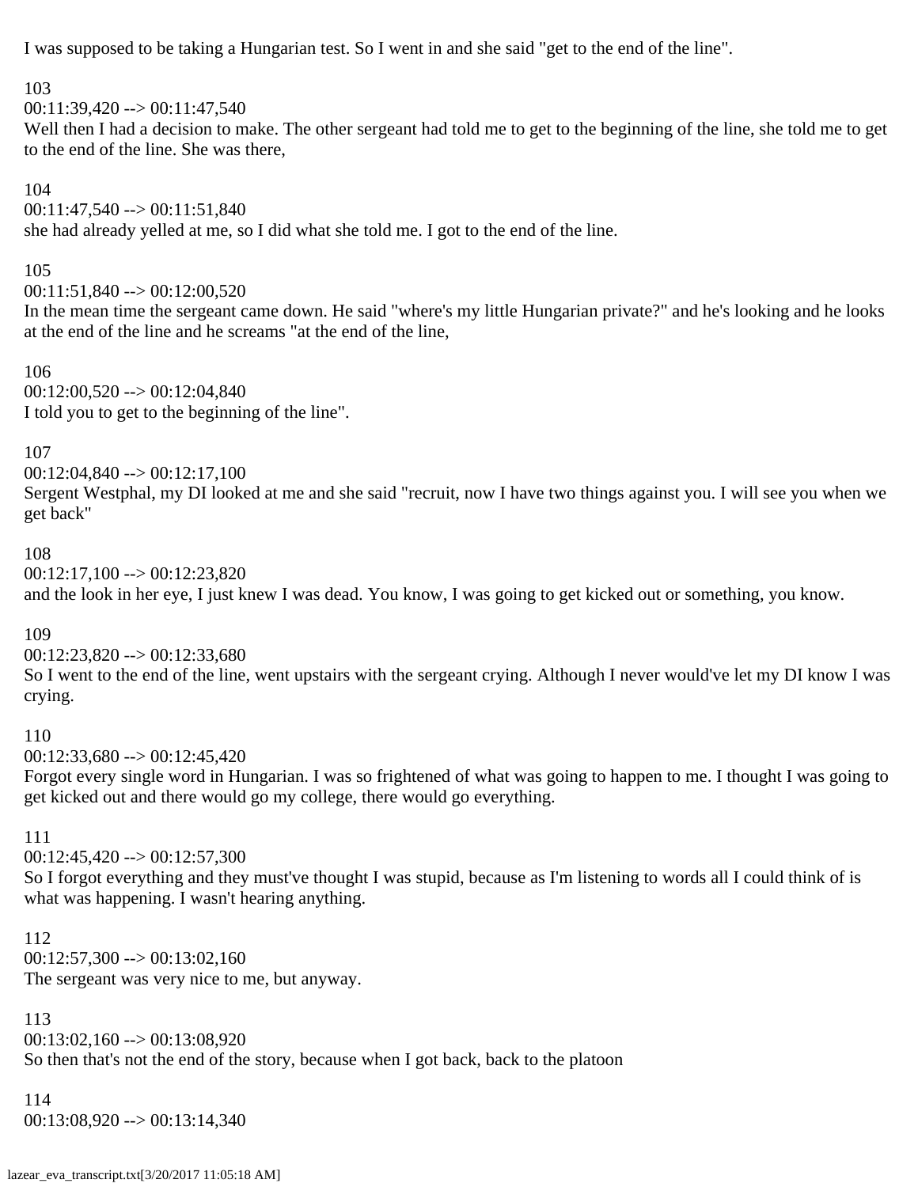I was supposed to be taking a Hungarian test. So I went in and she said "get to the end of the line".

103
00:11:39,420 --> 00:11:47,540
Well then I had a decision to make. The other sergeant had told me to get to the beginning of the line, she told me to get to the end of the line. She was there,

104
00:11:47,540 --> 00:11:51,840
she had already yelled at me, so I did what she told me. I got to the end of the line.

105
00:11:51,840 --> 00:12:00,520
In the mean time the sergeant came down. He said "where's my little Hungarian private?" and he's looking and he looks at the end of the line and he screams "at the end of the line,

106
00:12:00,520 --> 00:12:04,840
I told you to get to the beginning of the line".

107
00:12:04,840 --> 00:12:17,100
Sergent Westphal, my DI looked at me and she said "recruit, now I have two things against you. I will see you when we get back"

108
00:12:17,100 --> 00:12:23,820
and the look in her eye, I just knew I was dead. You know, I was going to get kicked out or something, you know.

109
00:12:23,820 --> 00:12:33,680
So I went to the end of the line, went upstairs with the sergeant crying. Although I never would've let my DI know I was crying.

110
00:12:33,680 --> 00:12:45,420
Forgot every single word in Hungarian. I was so frightened of what was going to happen to me. I thought I was going to get kicked out and there would go my college, there would go everything.

111
00:12:45,420 --> 00:12:57,300
So I forgot everything and they must've thought I was stupid, because as I'm listening to words all I could think of is what was happening. I wasn't hearing anything.

112
00:12:57,300 --> 00:13:02,160
The sergeant was very nice to me, but anyway.

113
00:13:02,160 --> 00:13:08,920
So then that's not the end of the story, because when I got back, back to the platoon

114
00:13:08,920 --> 00:13:14,340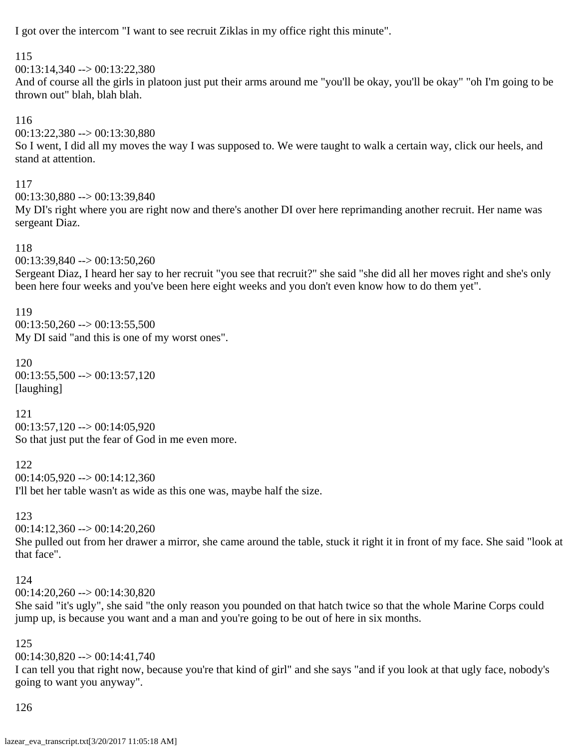I got over the intercom "I want to see recruit Ziklas in my office right this minute".

115
00:13:14,340 --> 00:13:22,380
And of course all the girls in platoon just put their arms around me "you'll be okay, you'll be okay" "oh I'm going to be thrown out" blah, blah blah.

116
00:13:22,380 --> 00:13:30,880
So I went, I did all my moves the way I was supposed to. We were taught to walk a certain way, click our heels, and stand at attention.

117
00:13:30,880 --> 00:13:39,840
My DI's right where you are right now and there's another DI over here reprimanding another recruit. Her name was sergeant Diaz.

118
00:13:39,840 --> 00:13:50,260
Sergeant Diaz, I heard her say to her recruit "you see that recruit?" she said "she did all her moves right and she's only been here four weeks and you've been here eight weeks and you don't even know how to do them yet".

119
00:13:50,260 --> 00:13:55,500
My DI said "and this is one of my worst ones".

120
00:13:55,500 --> 00:13:57,120
[laughing]

121
00:13:57,120 --> 00:14:05,920
So that just put the fear of God in me even more.

122
00:14:05,920 --> 00:14:12,360
I'll bet her table wasn't as wide as this one was, maybe half the size.

123
00:14:12,360 --> 00:14:20,260
She pulled out from her drawer a mirror, she came around the table, stuck it right it in front of my face. She said "look at that face".

124
00:14:20,260 --> 00:14:30,820
She said "it's ugly", she said "the only reason you pounded on that hatch twice so that the whole Marine Corps could jump up, is because you want and a man and you're going to be out of here in six months.

125
00:14:30,820 --> 00:14:41,740
I can tell you that right now, because you're that kind of girl" and she says "and if you look at that ugly face, nobody's going to want you anyway".

126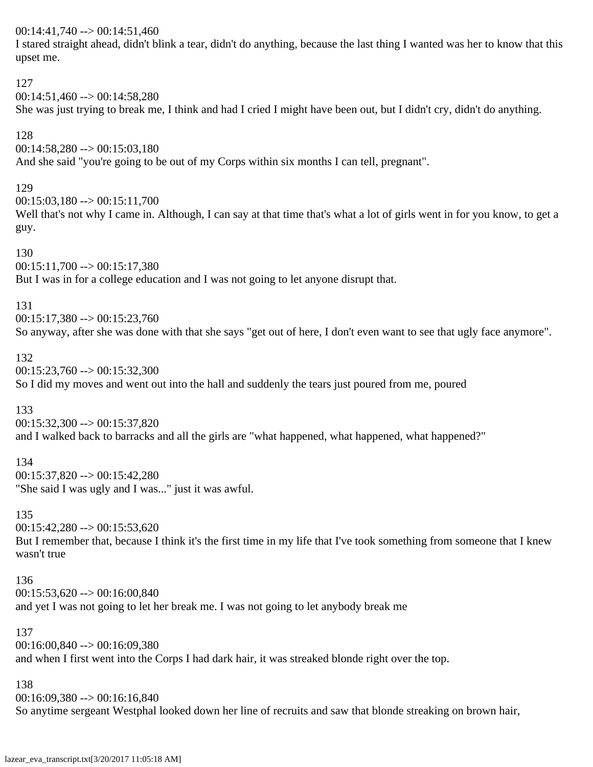00:14:41,740 --> 00:14:51,460
I stared straight ahead, didn't blink a tear, didn't do anything, because the last thing I wanted was her to know that this upset me.

127
00:14:51,460 --> 00:14:58,280
She was just trying to break me, I think and had I cried I might have been out, but I didn't cry, didn't do anything.

128
00:14:58,280 --> 00:15:03,180
And she said "you're going to be out of my Corps within six months I can tell, pregnant".

129
00:15:03,180 --> 00:15:11,700
Well that's not why I came in. Although, I can say at that time that's what a lot of girls went in for you know, to get a guy.

130
00:15:11,700 --> 00:15:17,380
But I was in for a college education and I was not going to let anyone disrupt that.

131
00:15:17,380 --> 00:15:23,760
So anyway, after she was done with that she says "get out of here, I don't even want to see that ugly face anymore".

132
00:15:23,760 --> 00:15:32,300
So I did my moves and went out into the hall and suddenly the tears just poured from me, poured

133
00:15:32,300 --> 00:15:37,820
and I walked back to barracks and all the girls are "what happened, what happened, what happened?"

134
00:15:37,820 --> 00:15:42,280
"She said I was ugly and I was..." just it was awful.

135
00:15:42,280 --> 00:15:53,620
But I remember that, because I think it's the first time in my life that I've took something from someone that I knew wasn't true

136
00:15:53,620 --> 00:16:00,840
and yet I was not going to let her break me. I was not going to let anybody break me

137
00:16:00,840 --> 00:16:09,380
and when I first went into the Corps I had dark hair, it was streaked blonde right over the top.

138
00:16:09,380 --> 00:16:16,840
So anytime sergeant Westphal looked down her line of recruits and saw that blonde streaking on brown hair,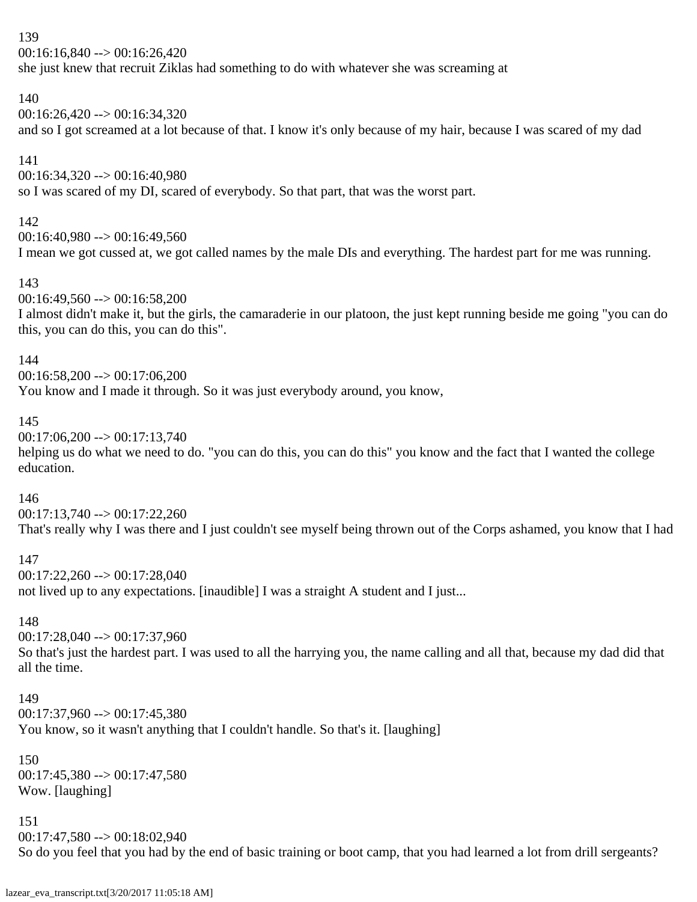139
00:16:16,840 --> 00:16:26,420
she just knew that recruit Ziklas had something to do with whatever she was screaming at

140
00:16:26,420 --> 00:16:34,320
and so I got screamed at a lot because of that. I know it's only because of my hair, because I was scared of my dad

141
00:16:34,320 --> 00:16:40,980
so I was scared of my DI, scared of everybody. So that part, that was the worst part.

142
00:16:40,980 --> 00:16:49,560
I mean we got cussed at, we got called names by the male DIs and everything. The hardest part for me was running.

143
00:16:49,560 --> 00:16:58,200
I almost didn't make it, but the girls, the camaraderie in our platoon, the just kept running beside me going "you can do this, you can do this, you can do this".

144
00:16:58,200 --> 00:17:06,200
You know and I made it through. So it was just everybody around, you know,

145
00:17:06,200 --> 00:17:13,740
helping us do what we need to do. "you can do this, you can do this" you know and the fact that I wanted the college education.

146
00:17:13,740 --> 00:17:22,260
That's really why I was there and I just couldn't see myself being thrown out of the Corps ashamed, you know that I had

147
00:17:22,260 --> 00:17:28,040
not lived up to any expectations. [inaudible] I was a straight A student and I just...

148
00:17:28,040 --> 00:17:37,960
So that's just the hardest part. I was used to all the harrying you, the name calling and all that, because my dad did that all the time.

149
00:17:37,960 --> 00:17:45,380
You know, so it wasn't anything that I couldn't handle. So that's it. [laughing]

150
00:17:45,380 --> 00:17:47,580
Wow. [laughing]

151
00:17:47,580 --> 00:18:02,940
So do you feel that you had by the end of basic training or boot camp, that you had learned a lot from drill sergeants?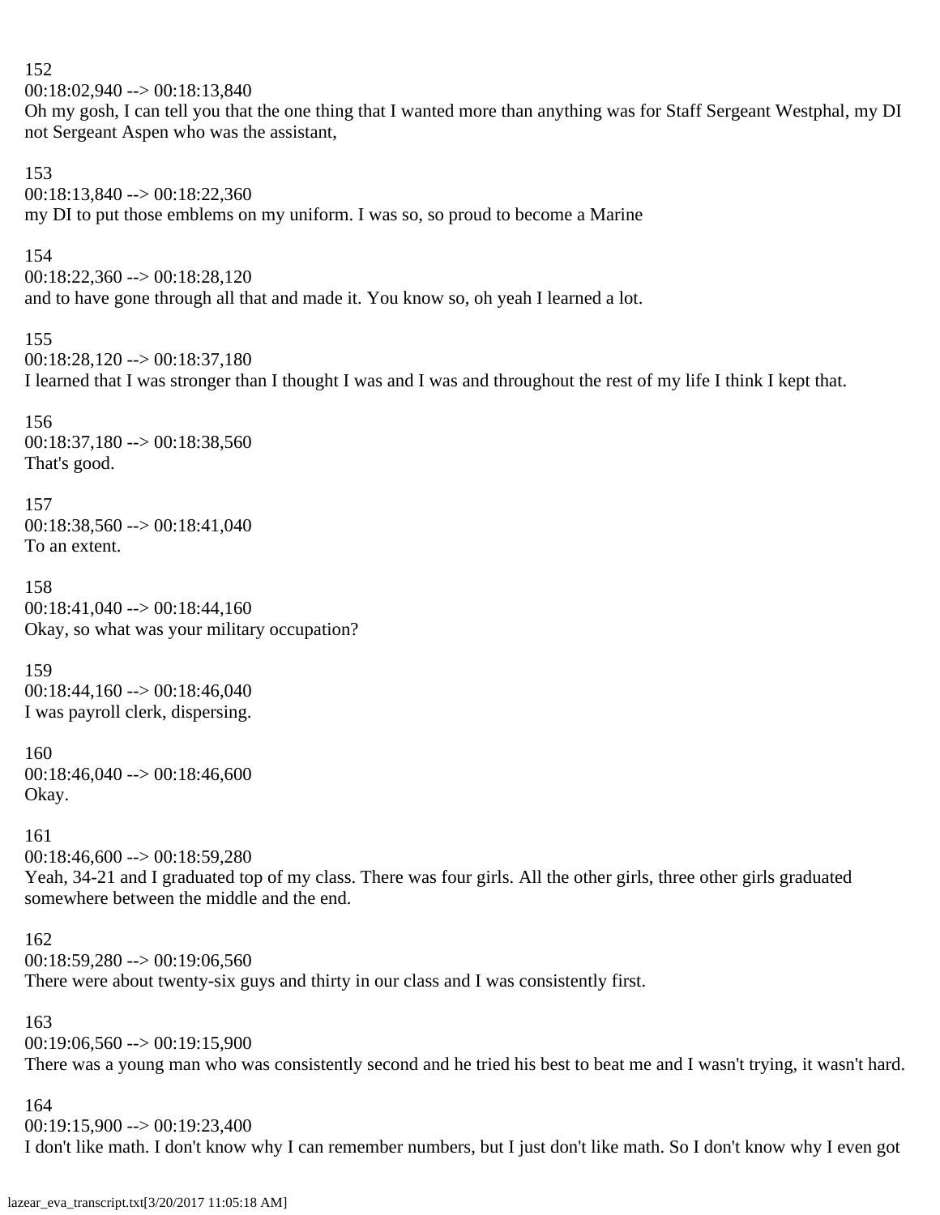152
00:18:02,940 --> 00:18:13,840
Oh my gosh, I can tell you that the one thing that I wanted more than anything was for Staff Sergeant Westphal, my DI not Sergeant Aspen who was the assistant,

153
00:18:13,840 --> 00:18:22,360
my DI to put those emblems on my uniform. I was so, so proud to become a Marine

154
00:18:22,360 --> 00:18:28,120
and to have gone through all that and made it. You know so, oh yeah I learned a lot.

155
00:18:28,120 --> 00:18:37,180
I learned that I was stronger than I thought I was and I was and throughout the rest of my life I think I kept that.

156
00:18:37,180 --> 00:18:38,560
That's good.

157
00:18:38,560 --> 00:18:41,040
To an extent.

158
00:18:41,040 --> 00:18:44,160
Okay, so what was your military occupation?

159
00:18:44,160 --> 00:18:46,040
I was payroll clerk, dispersing.

160
00:18:46,040 --> 00:18:46,600
Okay.

161
00:18:46,600 --> 00:18:59,280
Yeah, 34-21 and I graduated top of my class. There was four girls. All the other girls, three other girls graduated somewhere between the middle and the end.

162
00:18:59,280 --> 00:19:06,560
There were about twenty-six guys and thirty in our class and I was consistently first.

163
00:19:06,560 --> 00:19:15,900
There was a young man who was consistently second and he tried his best to beat me and I wasn't trying, it wasn't hard.

164
00:19:15,900 --> 00:19:23,400
I don't like math. I don't know why I can remember numbers, but I just don't like math. So I don't know why I even got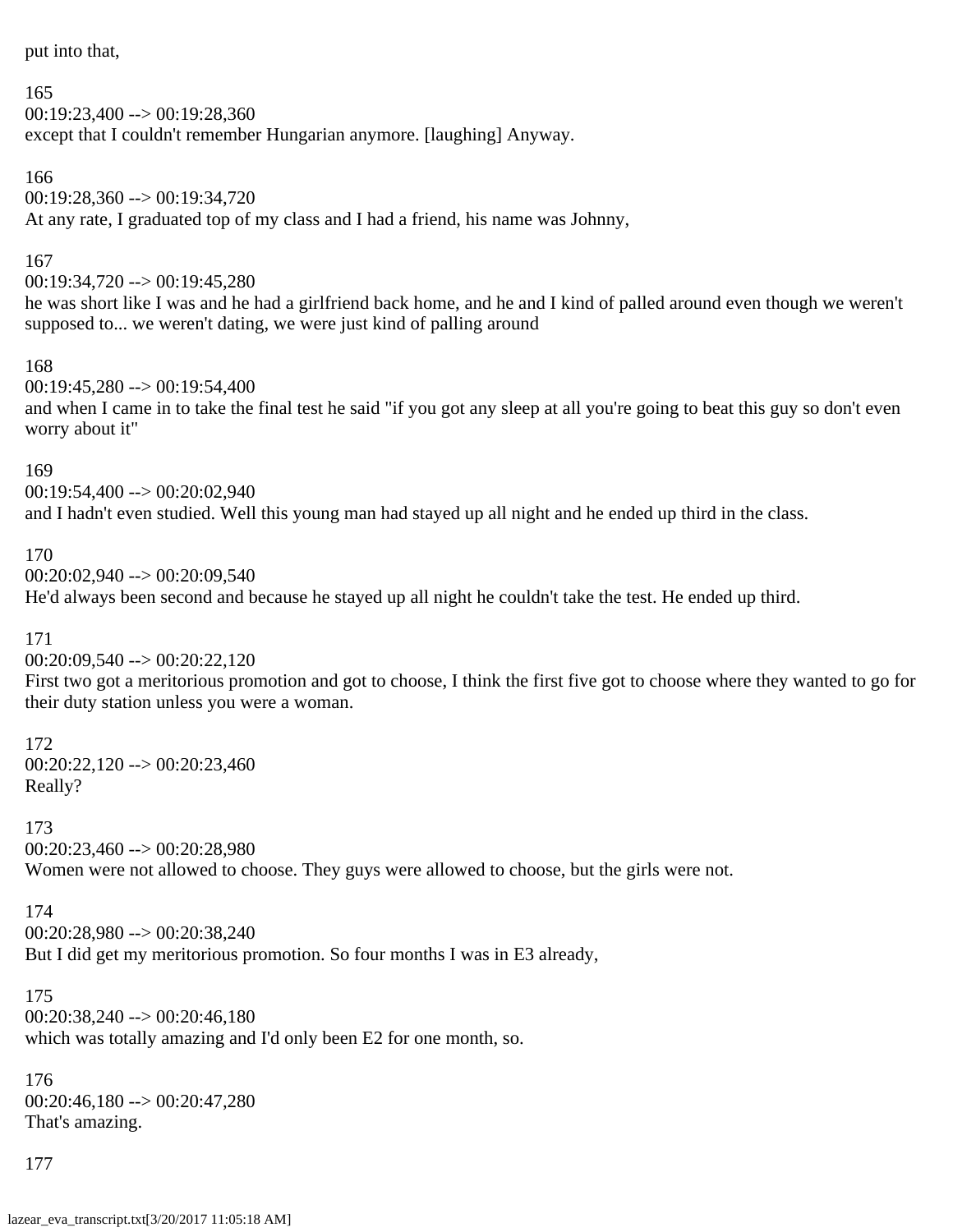put into that,

165
00:19:23,400 --> 00:19:28,360
except that I couldn't remember Hungarian anymore. [laughing] Anyway.

166
00:19:28,360 --> 00:19:34,720
At any rate, I graduated top of my class and I had a friend, his name was Johnny,

167
00:19:34,720 --> 00:19:45,280
he was short like I was and he had a girlfriend back home, and he and I kind of palled around even though we weren't supposed to... we weren't dating, we were just kind of palling around

168
00:19:45,280 --> 00:19:54,400
and when I came in to take the final test he said "if you got any sleep at all you're going to beat this guy so don't even worry about it"

169
00:19:54,400 --> 00:20:02,940
and I hadn't even studied. Well this young man had stayed up all night and he ended up third in the class.

170
00:20:02,940 --> 00:20:09,540
He'd always been second and because he stayed up all night he couldn't take the test. He ended up third.

171
00:20:09,540 --> 00:20:22,120
First two got a meritorious promotion and got to choose, I think the first five got to choose where they wanted to go for their duty station unless you were a woman.

172
00:20:22,120 --> 00:20:23,460
Really?

173
00:20:23,460 --> 00:20:28,980
Women were not allowed to choose. They guys were allowed to choose, but the girls were not.

174
00:20:28,980 --> 00:20:38,240
But I did get my meritorious promotion. So four months I was in E3 already,

175
00:20:38,240 --> 00:20:46,180
which was totally amazing and I'd only been E2 for one month, so.

176
00:20:46,180 --> 00:20:47,280
That's amazing.

177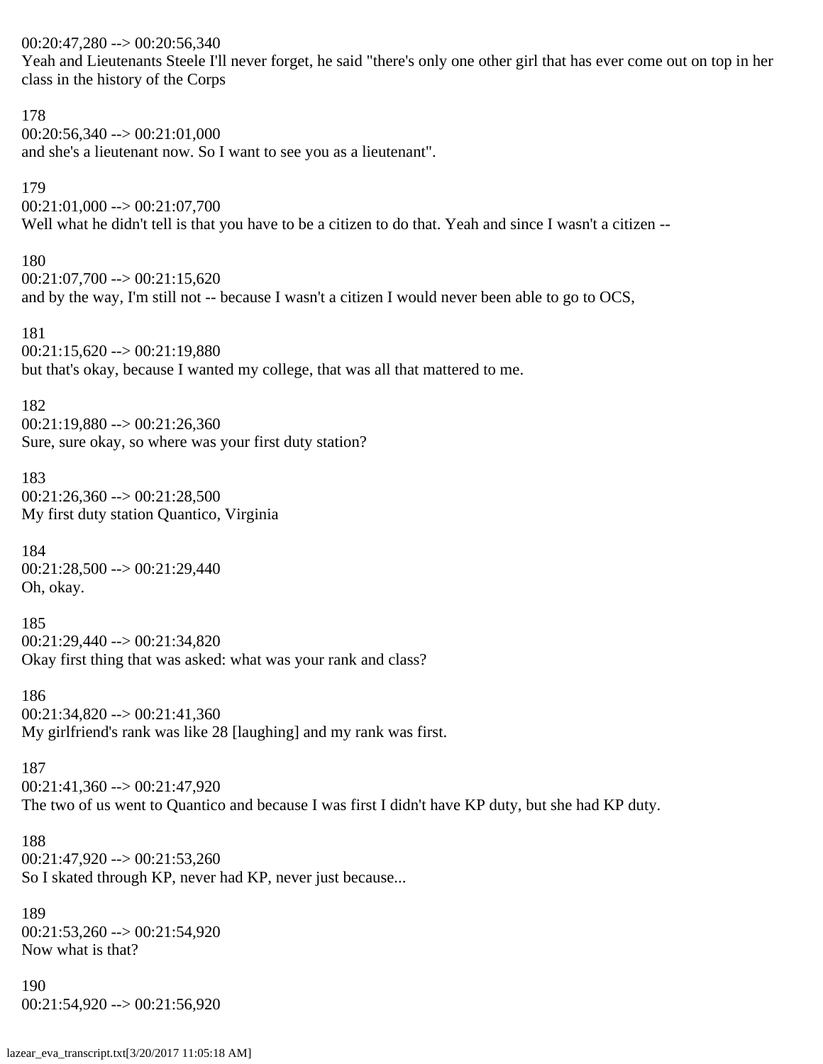00:20:47,280 --> 00:20:56,340
Yeah and Lieutenants Steele I'll never forget, he said "there's only one other girl that has ever come out on top in her class in the history of the Corps

178
00:20:56,340 --> 00:21:01,000
and she's a lieutenant now. So I want to see you as a lieutenant".

179
00:21:01,000 --> 00:21:07,700
Well what he didn't tell is that you have to be a citizen to do that. Yeah and since I wasn't a citizen --

180
00:21:07,700 --> 00:21:15,620
and by the way, I'm still not -- because I wasn't a citizen I would never been able to go to OCS,

181
00:21:15,620 --> 00:21:19,880
but that's okay, because I wanted my college, that was all that mattered to me.

182
00:21:19,880 --> 00:21:26,360
Sure, sure okay, so where was your first duty station?

183
00:21:26,360 --> 00:21:28,500
My first duty station Quantico, Virginia

184
00:21:28,500 --> 00:21:29,440
Oh, okay.

185
00:21:29,440 --> 00:21:34,820
Okay first thing that was asked: what was your rank and class?

186
00:21:34,820 --> 00:21:41,360
My girlfriend's rank was like 28 [laughing] and my rank was first.

187
00:21:41,360 --> 00:21:47,920
The two of us went to Quantico and because I was first I didn't have KP duty, but she had KP duty.

188
00:21:47,920 --> 00:21:53,260
So I skated through KP, never had KP, never just because...

189
00:21:53,260 --> 00:21:54,920
Now what is that?

190
00:21:54,920 --> 00:21:56,920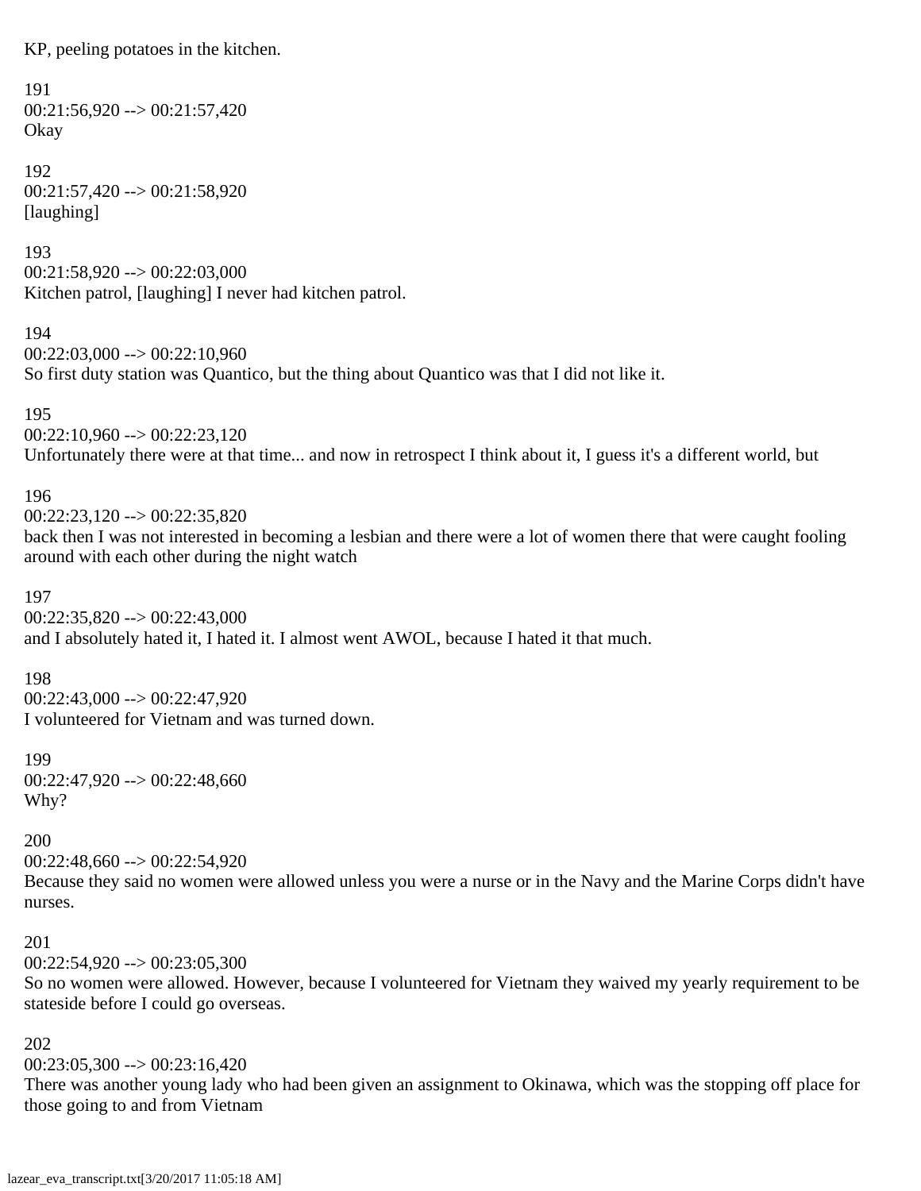KP, peeling potatoes in the kitchen.

191
00:21:56,920 --> 00:21:57,420
Okay

192
00:21:57,420 --> 00:21:58,920
[laughing]

193
00:21:58,920 --> 00:22:03,000
Kitchen patrol, [laughing] I never had kitchen patrol.

194
00:22:03,000 --> 00:22:10,960
So first duty station was Quantico, but the thing about Quantico was that I did not like it.

195
00:22:10,960 --> 00:22:23,120
Unfortunately there were at that time... and now in retrospect I think about it, I guess it's a different world, but

196
00:22:23,120 --> 00:22:35,820
back then I was not interested in becoming a lesbian and there were a lot of women there that were caught fooling around with each other during the night watch

197
00:22:35,820 --> 00:22:43,000
and I absolutely hated it, I hated it. I almost went AWOL, because I hated it that much.

198
00:22:43,000 --> 00:22:47,920
I volunteered for Vietnam and was turned down.

199
00:22:47,920 --> 00:22:48,660
Why?

200
00:22:48,660 --> 00:22:54,920
Because they said no women were allowed unless you were a nurse or in the Navy and the Marine Corps didn't have nurses.

201
00:22:54,920 --> 00:23:05,300
So no women were allowed. However, because I volunteered for Vietnam they waived my yearly requirement to be stateside before I could go overseas.

202
00:23:05,300 --> 00:23:16,420
There was another young lady who had been given an assignment to Okinawa, which was the stopping off place for those going to and from Vietnam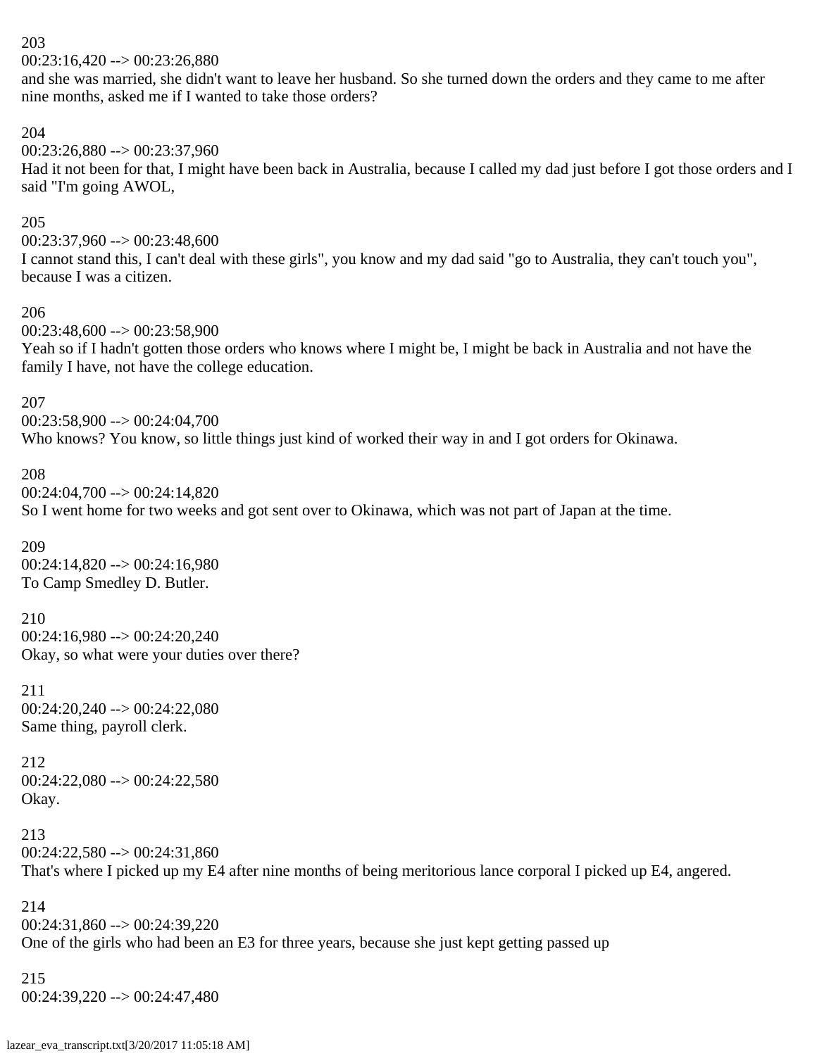203
00:23:16,420 --> 00:23:26,880
and she was married, she didn't want to leave her husband. So she turned down the orders and they came to me after nine months, asked me if I wanted to take those orders?

204
00:23:26,880 --> 00:23:37,960
Had it not been for that, I might have been back in Australia, because I called my dad just before I got those orders and I said "I'm going AWOL,

205
00:23:37,960 --> 00:23:48,600
I cannot stand this, I can't deal with these girls", you know and my dad said "go to Australia, they can't touch you", because I was a citizen.

206
00:23:48,600 --> 00:23:58,900
Yeah so if I hadn't gotten those orders who knows where I might be, I might be back in Australia and not have the family I have, not have the college education.

207
00:23:58,900 --> 00:24:04,700
Who knows? You know, so little things just kind of worked their way in and I got orders for Okinawa.

208
00:24:04,700 --> 00:24:14,820
So I went home for two weeks and got sent over to Okinawa, which was not part of Japan at the time.

209
00:24:14,820 --> 00:24:16,980
To Camp Smedley D. Butler.

210
00:24:16,980 --> 00:24:20,240
Okay, so what were your duties over there?

211
00:24:20,240 --> 00:24:22,080
Same thing, payroll clerk.

212
00:24:22,080 --> 00:24:22,580
Okay.

213
00:24:22,580 --> 00:24:31,860
That's where I picked up my E4 after nine months of being meritorious lance corporal I picked up E4, angered.

214
00:24:31,860 --> 00:24:39,220
One of the girls who had been an E3 for three years, because she just kept getting passed up

215
00:24:39,220 --> 00:24:47,480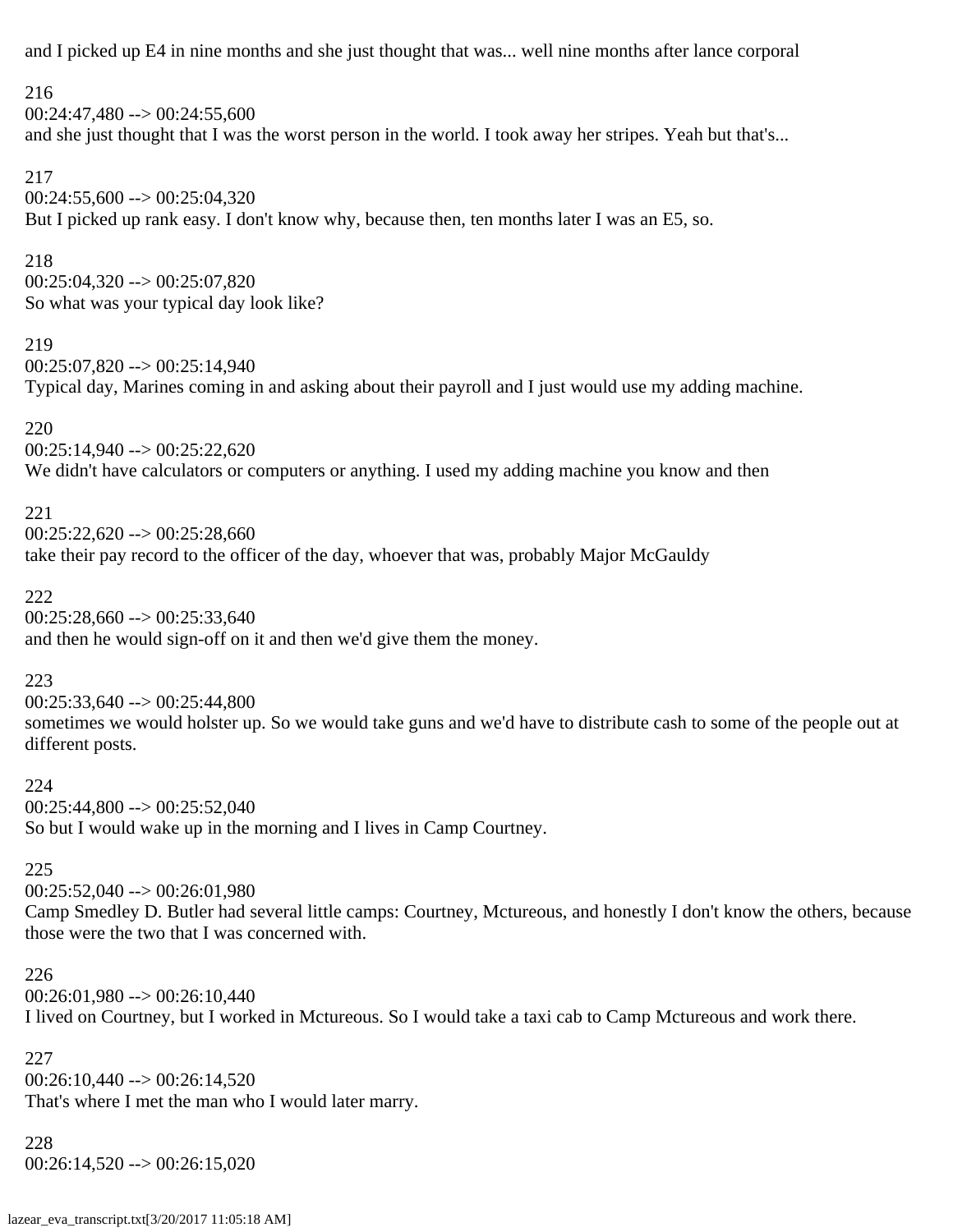and I picked up E4 in nine months and she just thought that was... well nine months after lance corporal

216
00:24:47,480 --> 00:24:55,600
and she just thought that I was the worst person in the world. I took away her stripes. Yeah but that's...

217
00:24:55,600 --> 00:25:04,320
But I picked up rank easy. I don't know why, because then, ten months later I was an E5, so.

218
00:25:04,320 --> 00:25:07,820
So what was your typical day look like?

219
00:25:07,820 --> 00:25:14,940
Typical day, Marines coming in and asking about their payroll and I just would use my adding machine.

220
00:25:14,940 --> 00:25:22,620
We didn't have calculators or computers or anything. I used my adding machine you know and then

221
00:25:22,620 --> 00:25:28,660
take their pay record to the officer of the day, whoever that was, probably Major McGauldy

222
00:25:28,660 --> 00:25:33,640
and then he would sign-off on it and then we'd give them the money.

223
00:25:33,640 --> 00:25:44,800
sometimes we would holster up. So we would take guns and we'd have to distribute cash to some of the people out at different posts.

224
00:25:44,800 --> 00:25:52,040
So but I would wake up in the morning and I lives in Camp Courtney.

225
00:25:52,040 --> 00:26:01,980
Camp Smedley D. Butler had several little camps: Courtney, Mctureous, and honestly I don't know the others, because those were the two that I was concerned with.

226
00:26:01,980 --> 00:26:10,440
I lived on Courtney, but I worked in Mctureous. So I would take a taxi cab to Camp Mctureous and work there.

227
00:26:10,440 --> 00:26:14,520
That's where I met the man who I would later marry.

228
00:26:14,520 --> 00:26:15,020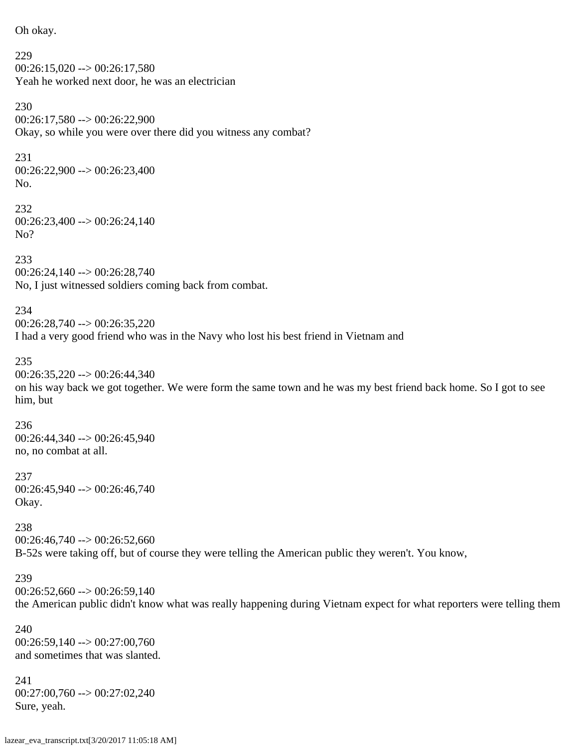Oh okay.

229
00:26:15,020 --> 00:26:17,580
Yeah he worked next door, he was an electrician

230
00:26:17,580 --> 00:26:22,900
Okay, so while you were over there did you witness any combat?

231
00:26:22,900 --> 00:26:23,400
No.

232
00:26:23,400 --> 00:26:24,140
No?

233
00:26:24,140 --> 00:26:28,740
No, I just witnessed soldiers coming back from combat.

234
00:26:28,740 --> 00:26:35,220
I had a very good friend who was in the Navy who lost his best friend in Vietnam and

235
00:26:35,220 --> 00:26:44,340
on his way back we got together. We were form the same town and he was my best friend back home. So I got to see him, but

236
00:26:44,340 --> 00:26:45,940
no, no combat at all.

237
00:26:45,940 --> 00:26:46,740
Okay.

238
00:26:46,740 --> 00:26:52,660
B-52s were taking off, but of course they were telling the American public they weren't. You know,

239
00:26:52,660 --> 00:26:59,140
the American public didn't know what was really happening during Vietnam expect for what reporters were telling them

240
00:26:59,140 --> 00:27:00,760
and sometimes that was slanted.

241
00:27:00,760 --> 00:27:02,240
Sure, yeah.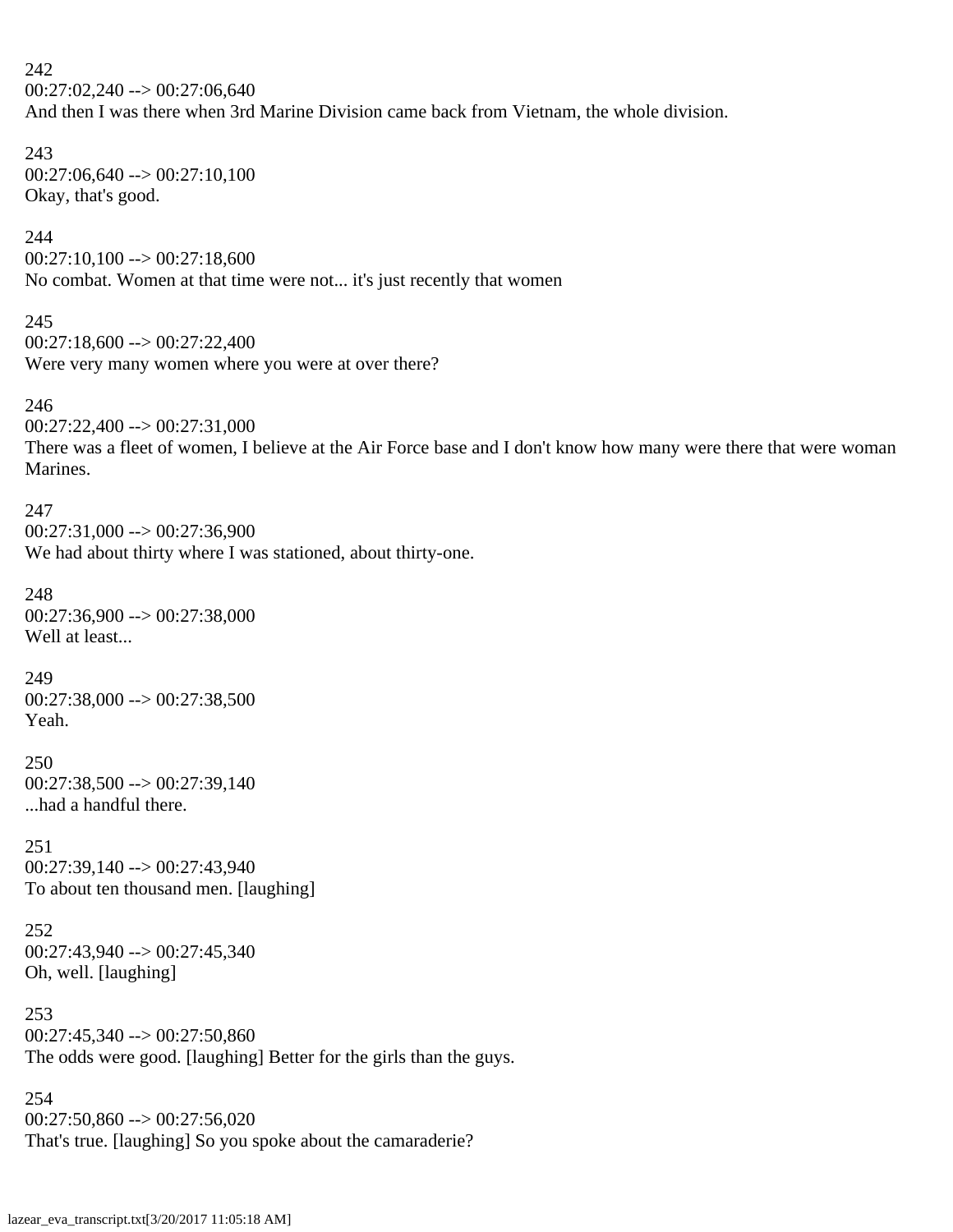242
00:27:02,240 --> 00:27:06,640
And then I was there when 3rd Marine Division came back from Vietnam, the whole division.

243
00:27:06,640 --> 00:27:10,100
Okay, that's good.

244
00:27:10,100 --> 00:27:18,600
No combat. Women at that time were not... it's just recently that women

245
00:27:18,600 --> 00:27:22,400
Were very many women where you were at over there?

246
00:27:22,400 --> 00:27:31,000
There was a fleet of women, I believe at the Air Force base and I don't know how many were there that were woman Marines.

247
00:27:31,000 --> 00:27:36,900
We had about thirty where I was stationed, about thirty-one.

248
00:27:36,900 --> 00:27:38,000
Well at least...

249
00:27:38,000 --> 00:27:38,500
Yeah.

250
00:27:38,500 --> 00:27:39,140
...had a handful there.

251
00:27:39,140 --> 00:27:43,940
To about ten thousand men. [laughing]

252
00:27:43,940 --> 00:27:45,340
Oh, well. [laughing]

253
00:27:45,340 --> 00:27:50,860
The odds were good. [laughing] Better for the girls than the guys.

254
00:27:50,860 --> 00:27:56,020
That's true. [laughing] So you spoke about the camaraderie?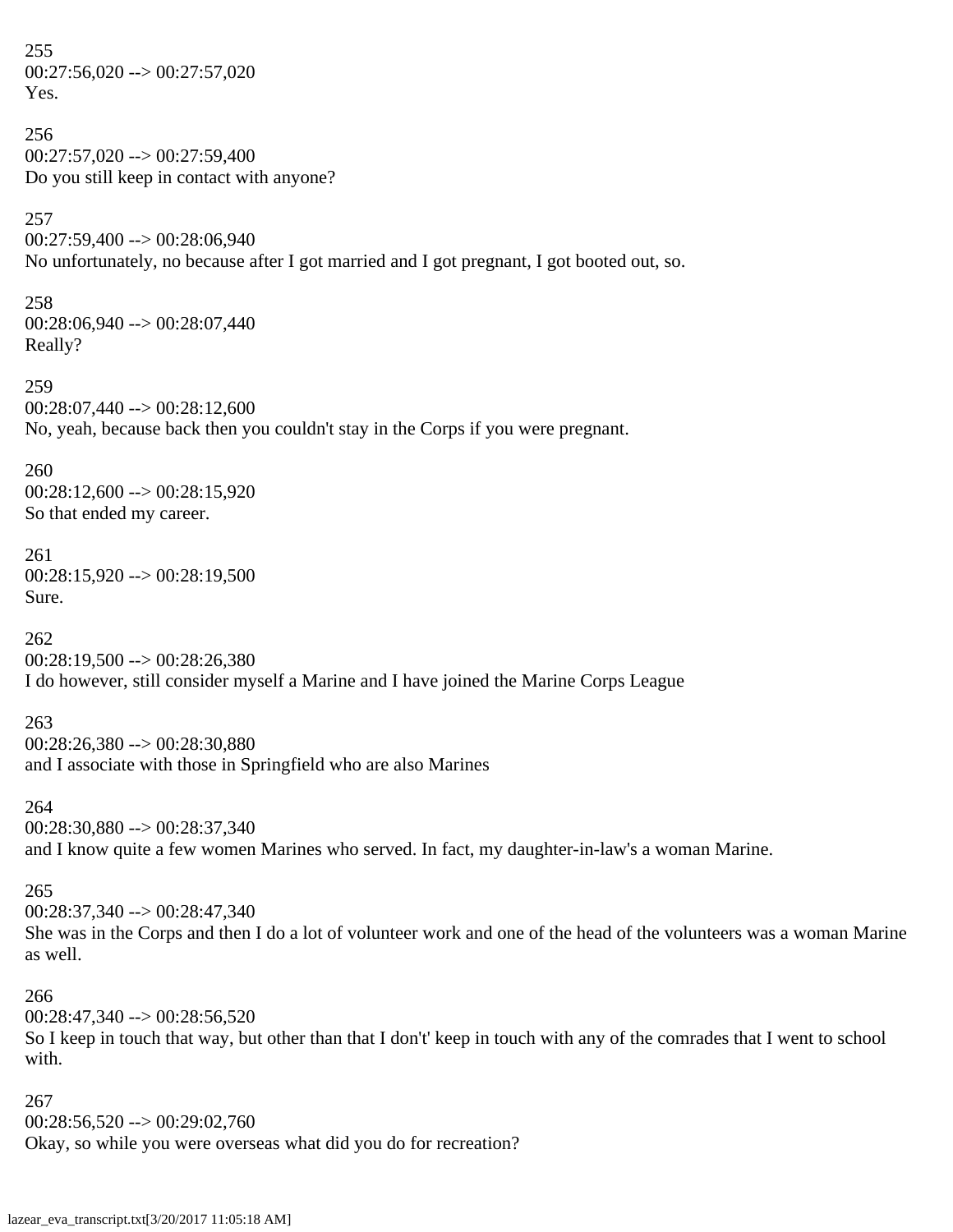255
00:27:56,020 --> 00:27:57,020
Yes.

256
00:27:57,020 --> 00:27:59,400
Do you still keep in contact with anyone?

257
00:27:59,400 --> 00:28:06,940
No unfortunately, no because after I got married and I got pregnant, I got booted out, so.

258
00:28:06,940 --> 00:28:07,440
Really?

259
00:28:07,440 --> 00:28:12,600
No, yeah, because back then you couldn't stay in the Corps if you were pregnant.

260
00:28:12,600 --> 00:28:15,920
So that ended my career.

261
00:28:15,920 --> 00:28:19,500
Sure.

262
00:28:19,500 --> 00:28:26,380
I do however, still consider myself a Marine and I have joined the Marine Corps League

263
00:28:26,380 --> 00:28:30,880
and I associate with those in Springfield who are also Marines

264
00:28:30,880 --> 00:28:37,340
and I know quite a few women Marines who served. In fact, my daughter-in-law's a woman Marine.

265
00:28:37,340 --> 00:28:47,340
She was in the Corps and then I do a lot of volunteer work and one of the head of the volunteers was a woman Marine as well.

266
00:28:47,340 --> 00:28:56,520
So I keep in touch that way, but other than that I don't' keep in touch with any of the comrades that I went to school with.

267
00:28:56,520 --> 00:29:02,760
Okay, so while you were overseas what did you do for recreation?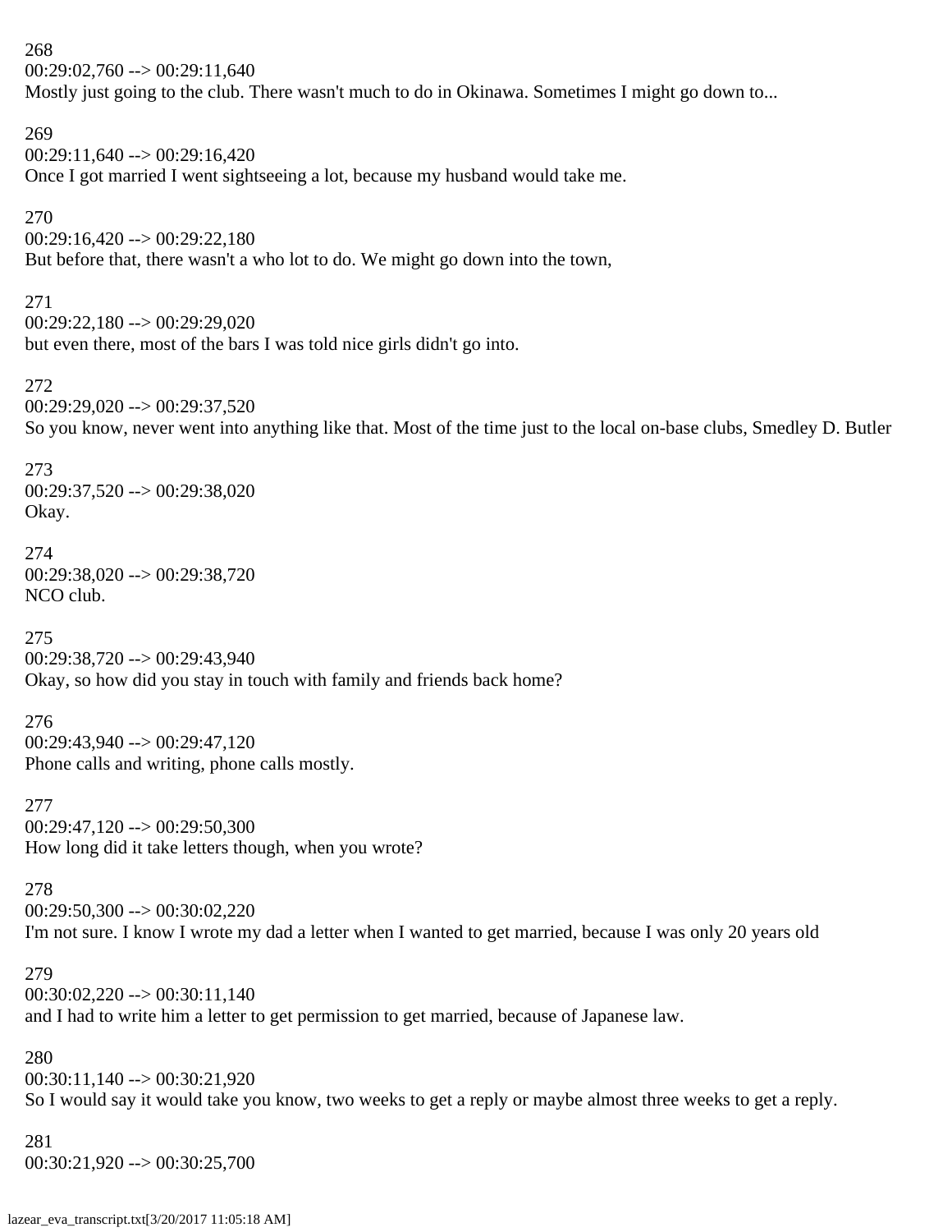268
00:29:02,760 --> 00:29:11,640
Mostly just going to the club. There wasn't much to do in Okinawa. Sometimes I might go down to...

269
00:29:11,640 --> 00:29:16,420
Once I got married I went sightseeing a lot, because my husband would take me.

270
00:29:16,420 --> 00:29:22,180
But before that, there wasn't a who lot to do. We might go down into the town,

271
00:29:22,180 --> 00:29:29,020
but even there, most of the bars I was told nice girls didn't go into.

272
00:29:29,020 --> 00:29:37,520
So you know, never went into anything like that. Most of the time just to the local on-base clubs, Smedley D. Butler

273
00:29:37,520 --> 00:29:38,020
Okay.

274
00:29:38,020 --> 00:29:38,720
NCO club.

275
00:29:38,720 --> 00:29:43,940
Okay, so how did you stay in touch with family and friends back home?

276
00:29:43,940 --> 00:29:47,120
Phone calls and writing, phone calls mostly.

277
00:29:47,120 --> 00:29:50,300
How long did it take letters though, when you wrote?

278
00:29:50,300 --> 00:30:02,220
I'm not sure. I know I wrote my dad a letter when I wanted to get married, because I was only 20 years old

279
00:30:02,220 --> 00:30:11,140
and I had to write him a letter to get permission to get married, because of Japanese law.

280
00:30:11,140 --> 00:30:21,920
So I would say it would take you know, two weeks to get a reply or maybe almost three weeks to get a reply.

281
00:30:21,920 --> 00:30:25,700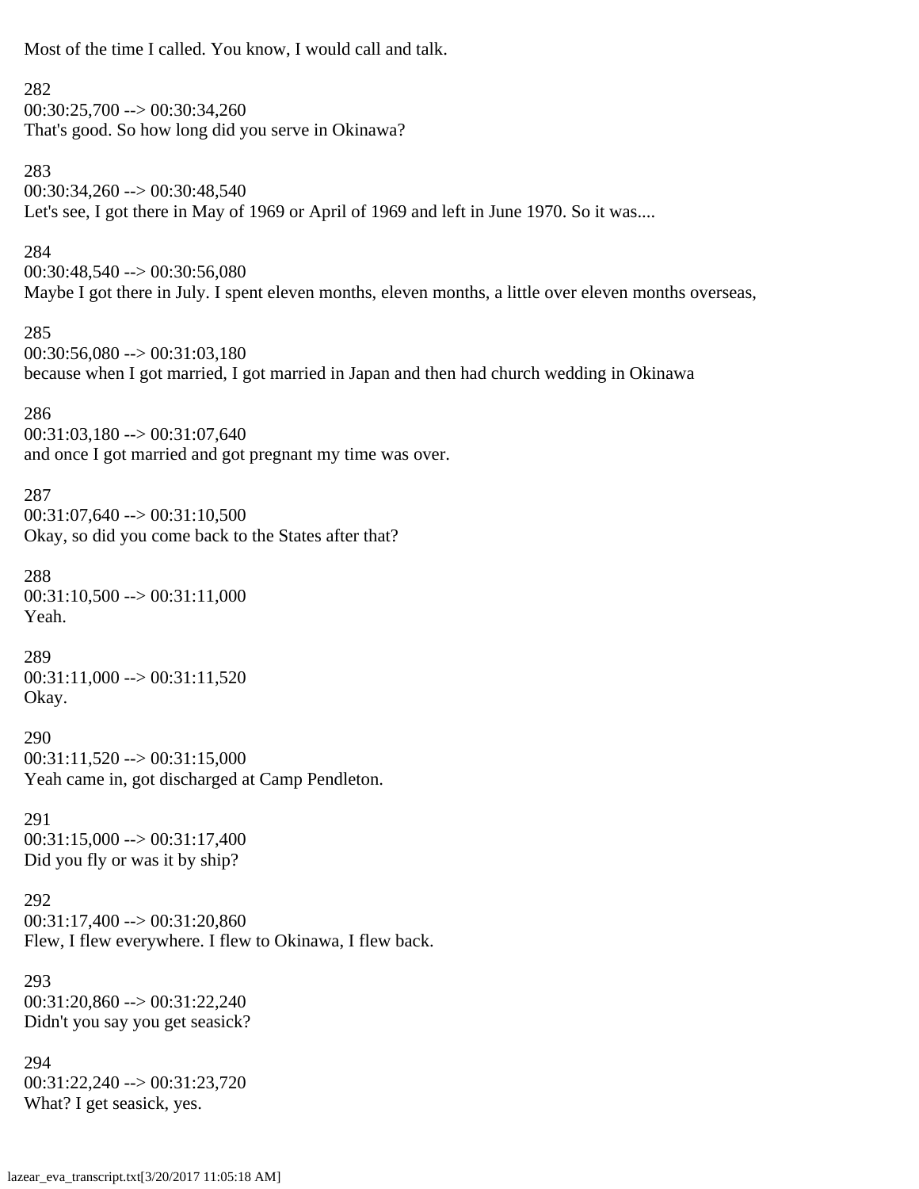Most of the time I called. You know, I would call and talk.

282
00:30:25,700 --> 00:30:34,260
That's good. So how long did you serve in Okinawa?

283
00:30:34,260 --> 00:30:48,540
Let's see, I got there in May of 1969 or April of 1969 and left in June 1970. So it was....

284
00:30:48,540 --> 00:30:56,080
Maybe I got there in July. I spent eleven months, eleven months, a little over eleven months overseas,

285
00:30:56,080 --> 00:31:03,180
because when I got married, I got married in Japan and then had church wedding in Okinawa

286
00:31:03,180 --> 00:31:07,640
and once I got married and got pregnant my time was over.

287
00:31:07,640 --> 00:31:10,500
Okay, so did you come back to the States after that?

288
00:31:10,500 --> 00:31:11,000
Yeah.

289
00:31:11,000 --> 00:31:11,520
Okay.

290
00:31:11,520 --> 00:31:15,000
Yeah came in, got discharged at Camp Pendleton.

291
00:31:15,000 --> 00:31:17,400
Did you fly or was it by ship?

292
00:31:17,400 --> 00:31:20,860
Flew, I flew everywhere. I flew to Okinawa, I flew back.

293
00:31:20,860 --> 00:31:22,240
Didn't you say you get seasick?

294
00:31:22,240 --> 00:31:23,720
What? I get seasick, yes.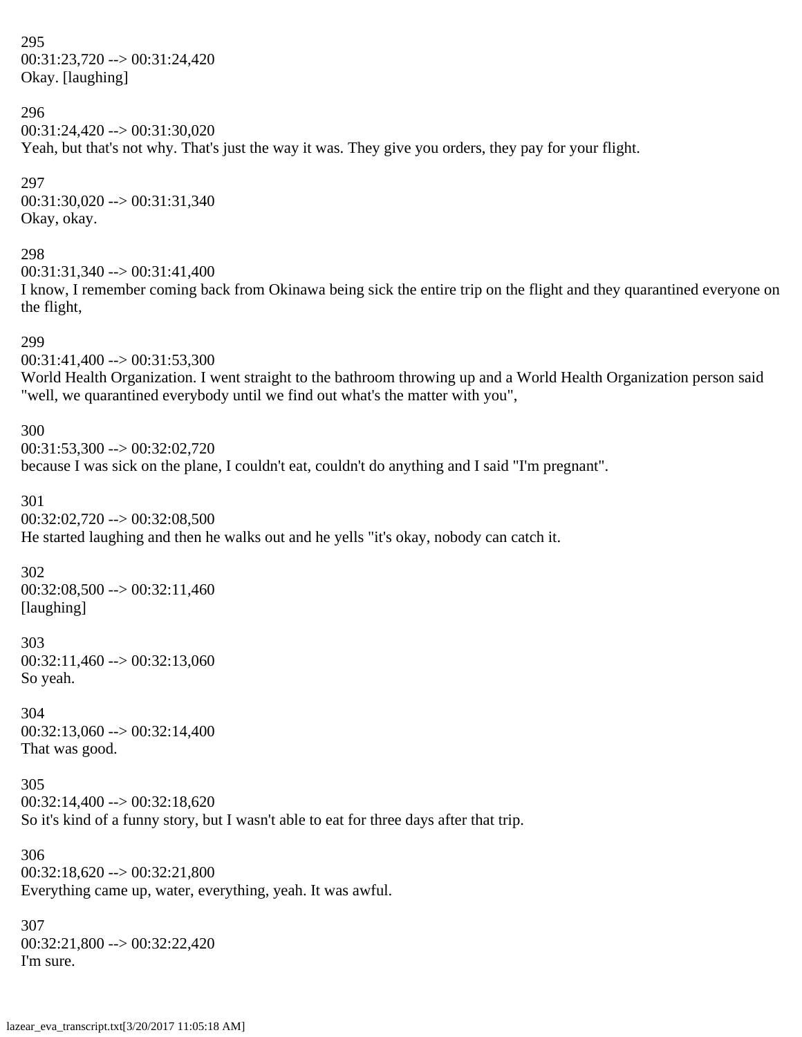295
00:31:23,720 --> 00:31:24,420
Okay. [laughing]

296
00:31:24,420 --> 00:31:30,020
Yeah, but that's not why. That's just the way it was. They give you orders, they pay for your flight.

297
00:31:30,020 --> 00:31:31,340
Okay, okay.

298
00:31:31,340 --> 00:31:41,400
I know, I remember coming back from Okinawa being sick the entire trip on the flight and they quarantined everyone on the flight,

299
00:31:41,400 --> 00:31:53,300
World Health Organization. I went straight to the bathroom throwing up and a World Health Organization person said "well, we quarantined everybody until we find out what's the matter with you",

300
00:31:53,300 --> 00:32:02,720
because I was sick on the plane, I couldn't eat, couldn't do anything and I said "I'm pregnant".

301
00:32:02,720 --> 00:32:08,500
He started laughing and then he walks out and he yells "it's okay, nobody can catch it.

302
00:32:08,500 --> 00:32:11,460
[laughing]

303
00:32:11,460 --> 00:32:13,060
So yeah.

304
00:32:13,060 --> 00:32:14,400
That was good.

305
00:32:14,400 --> 00:32:18,620
So it's kind of a funny story, but I wasn't able to eat for three days after that trip.

306
00:32:18,620 --> 00:32:21,800
Everything came up, water, everything, yeah. It was awful.

307
00:32:21,800 --> 00:32:22,420
I'm sure.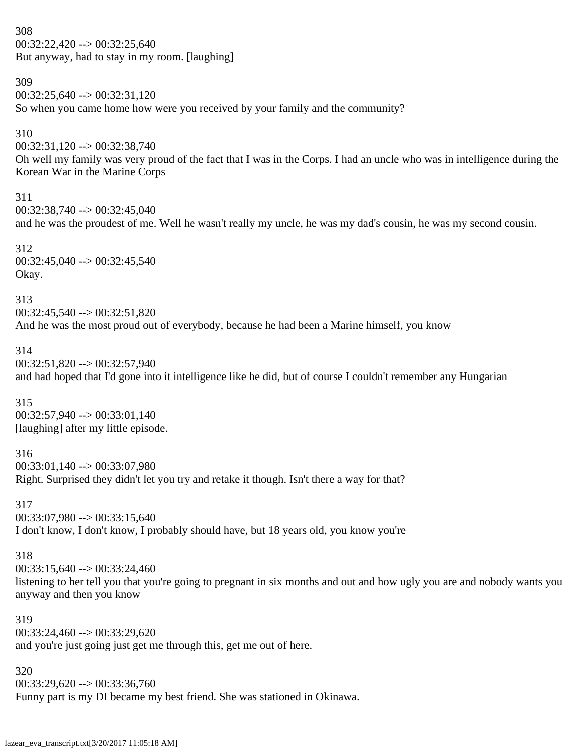308
00:32:22,420 --> 00:32:25,640
But anyway, had to stay in my room. [laughing]

309
00:32:25,640 --> 00:32:31,120
So when you came home how were you received by your family and the community?

310
00:32:31,120 --> 00:32:38,740
Oh well my family was very proud of the fact that I was in the Corps. I had an uncle who was in intelligence during the Korean War in the Marine Corps

311
00:32:38,740 --> 00:32:45,040
and he was the proudest of me. Well he wasn't really my uncle, he was my dad's cousin, he was my second cousin.

312
00:32:45,040 --> 00:32:45,540
Okay.

313
00:32:45,540 --> 00:32:51,820
And he was the most proud out of everybody, because he had been a Marine himself, you know

314
00:32:51,820 --> 00:32:57,940
and had hoped that I'd gone into it intelligence like he did, but of course I couldn't remember any Hungarian

315
00:32:57,940 --> 00:33:01,140
[laughing] after my little episode.

316
00:33:01,140 --> 00:33:07,980
Right. Surprised they didn't let you try and retake it though. Isn't there a way for that?

317
00:33:07,980 --> 00:33:15,640
I don't know, I don't know, I probably should have, but 18 years old, you know you're

318
00:33:15,640 --> 00:33:24,460
listening to her tell you that you're going to pregnant in six months and out and how ugly you are and nobody wants you anyway and then you know

319
00:33:24,460 --> 00:33:29,620
and you're just going just get me through this, get me out of here.

320
00:33:29,620 --> 00:33:36,760
Funny part is my DI became my best friend. She was stationed in Okinawa.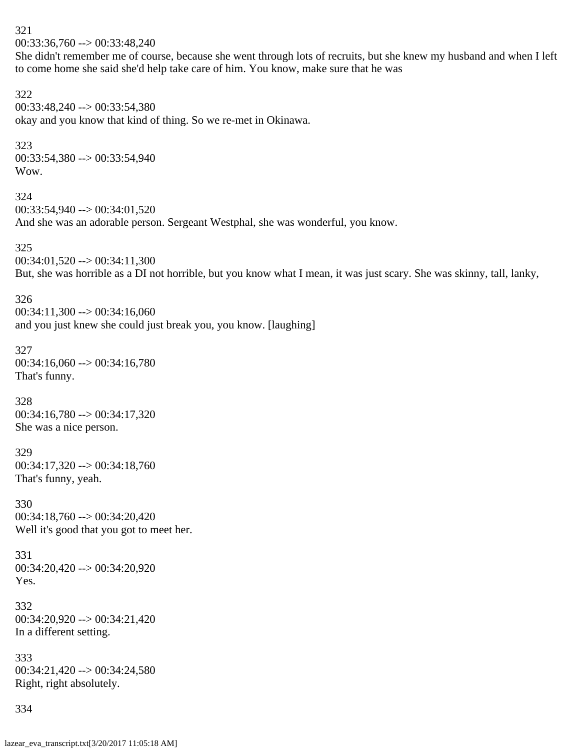321
00:33:36,760 --> 00:33:48,240
She didn't remember me of course, because she went through lots of recruits, but she knew my husband and when I left to come home she said she'd help take care of him. You know, make sure that he was

322
00:33:48,240 --> 00:33:54,380
okay and you know that kind of thing. So we re-met in Okinawa.

323
00:33:54,380 --> 00:33:54,940
Wow.

324
00:33:54,940 --> 00:34:01,520
And she was an adorable person. Sergeant Westphal, she was wonderful, you know.

325
00:34:01,520 --> 00:34:11,300
But, she was horrible as a DI not horrible, but you know what I mean, it was just scary. She was skinny, tall, lanky,

326
00:34:11,300 --> 00:34:16,060
and you just knew she could just break you, you know. [laughing]

327
00:34:16,060 --> 00:34:16,780
That's funny.

328
00:34:16,780 --> 00:34:17,320
She was a nice person.

329
00:34:17,320 --> 00:34:18,760
That's funny, yeah.

330
00:34:18,760 --> 00:34:20,420
Well it's good that you got to meet her.

331
00:34:20,420 --> 00:34:20,920
Yes.

332
00:34:20,920 --> 00:34:21,420
In a different setting.

333
00:34:21,420 --> 00:34:24,580
Right, right absolutely.

334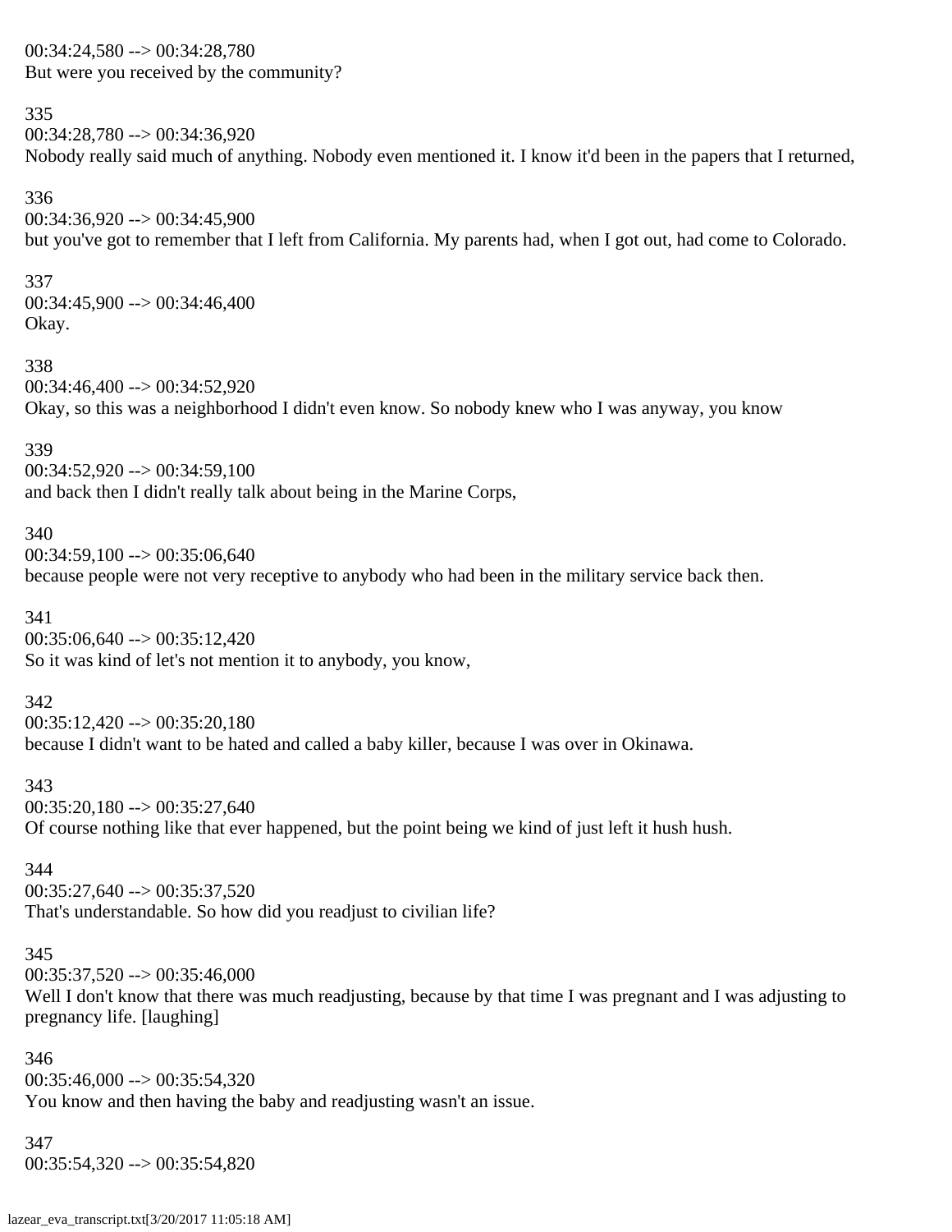00:34:24,580 --> 00:34:28,780
But were you received by the community?

335
00:34:28,780 --> 00:34:36,920
Nobody really said much of anything. Nobody even mentioned it. I know it'd been in the papers that I returned,

336
00:34:36,920 --> 00:34:45,900
but you've got to remember that I left from California. My parents had, when I got out, had come to Colorado.

337
00:34:45,900 --> 00:34:46,400
Okay.

338
00:34:46,400 --> 00:34:52,920
Okay, so this was a neighborhood I didn't even know. So nobody knew who I was anyway, you know

339
00:34:52,920 --> 00:34:59,100
and back then I didn't really talk about being in the Marine Corps,

340
00:34:59,100 --> 00:35:06,640
because people were not very receptive to anybody who had been in the military service back then.

341
00:35:06,640 --> 00:35:12,420
So it was kind of let's not mention it to anybody, you know,

342
00:35:12,420 --> 00:35:20,180
because I didn't want to be hated and called a baby killer, because I was over in Okinawa.

343
00:35:20,180 --> 00:35:27,640
Of course nothing like that ever happened, but the point being we kind of just left it hush hush.

344
00:35:27,640 --> 00:35:37,520
That's understandable. So how did you readjust to civilian life?

345
00:35:37,520 --> 00:35:46,000
Well I don't know that there was much readjusting, because by that time I was pregnant and I was adjusting to pregnancy life. [laughing]

346
00:35:46,000 --> 00:35:54,320
You know and then having the baby and readjusting wasn't an issue.

347
00:35:54,320 --> 00:35:54,820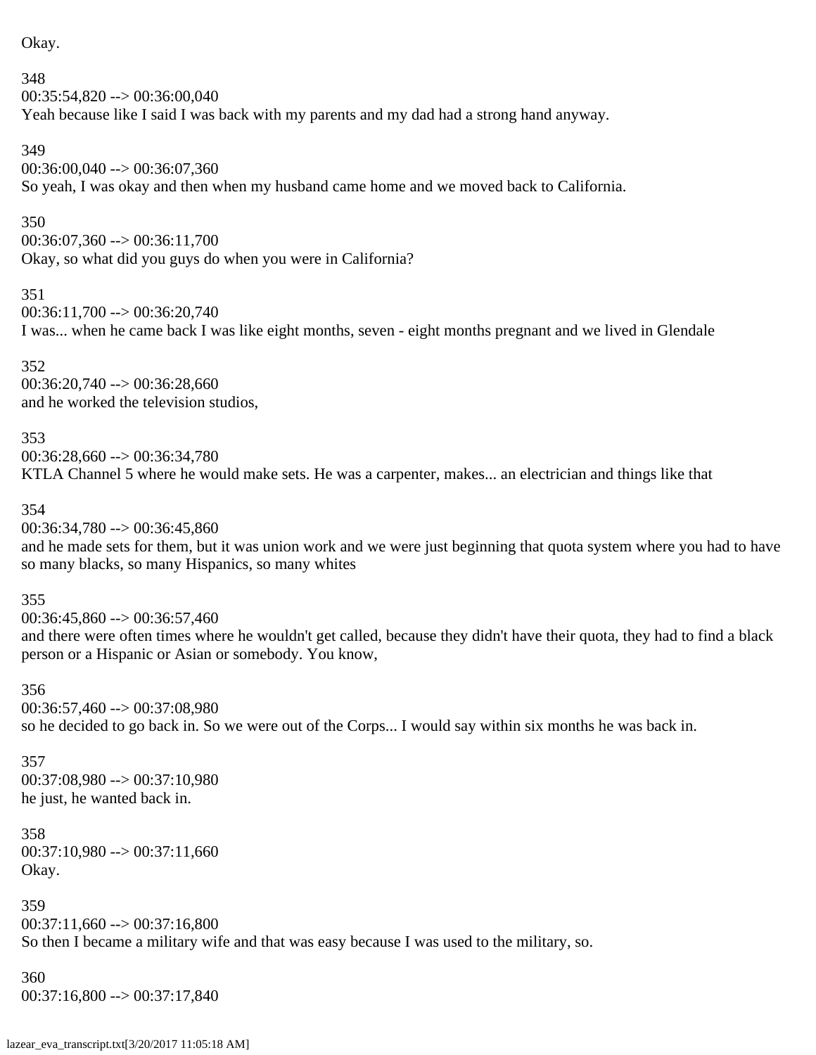Okay.

348
00:35:54,820 --> 00:36:00,040
Yeah because like I said I was back with my parents and my dad had a strong hand anyway.

349
00:36:00,040 --> 00:36:07,360
So yeah, I was okay and then when my husband came home and we moved back to California.

350
00:36:07,360 --> 00:36:11,700
Okay, so what did you guys do when you were in California?

351
00:36:11,700 --> 00:36:20,740
I was... when he came back I was like eight months, seven - eight months pregnant and we lived in Glendale

352
00:36:20,740 --> 00:36:28,660
and he worked the television studios,

353
00:36:28,660 --> 00:36:34,780
KTLA Channel 5 where he would make sets. He was a carpenter, makes... an electrician and things like that

354
00:36:34,780 --> 00:36:45,860
and he made sets for them, but it was union work and we were just beginning that quota system where you had to have so many blacks, so many Hispanics, so many whites

355
00:36:45,860 --> 00:36:57,460
and there were often times where he wouldn't get called, because they didn't have their quota, they had to find a black person or a Hispanic or Asian or somebody. You know,

356
00:36:57,460 --> 00:37:08,980
so he decided to go back in. So we were out of the Corps... I would say within six months he was back in.

357
00:37:08,980 --> 00:37:10,980
he just, he wanted back in.

358
00:37:10,980 --> 00:37:11,660
Okay.

359
00:37:11,660 --> 00:37:16,800
So then I became a military wife and that was easy because I was used to the military, so.

360
00:37:16,800 --> 00:37:17,840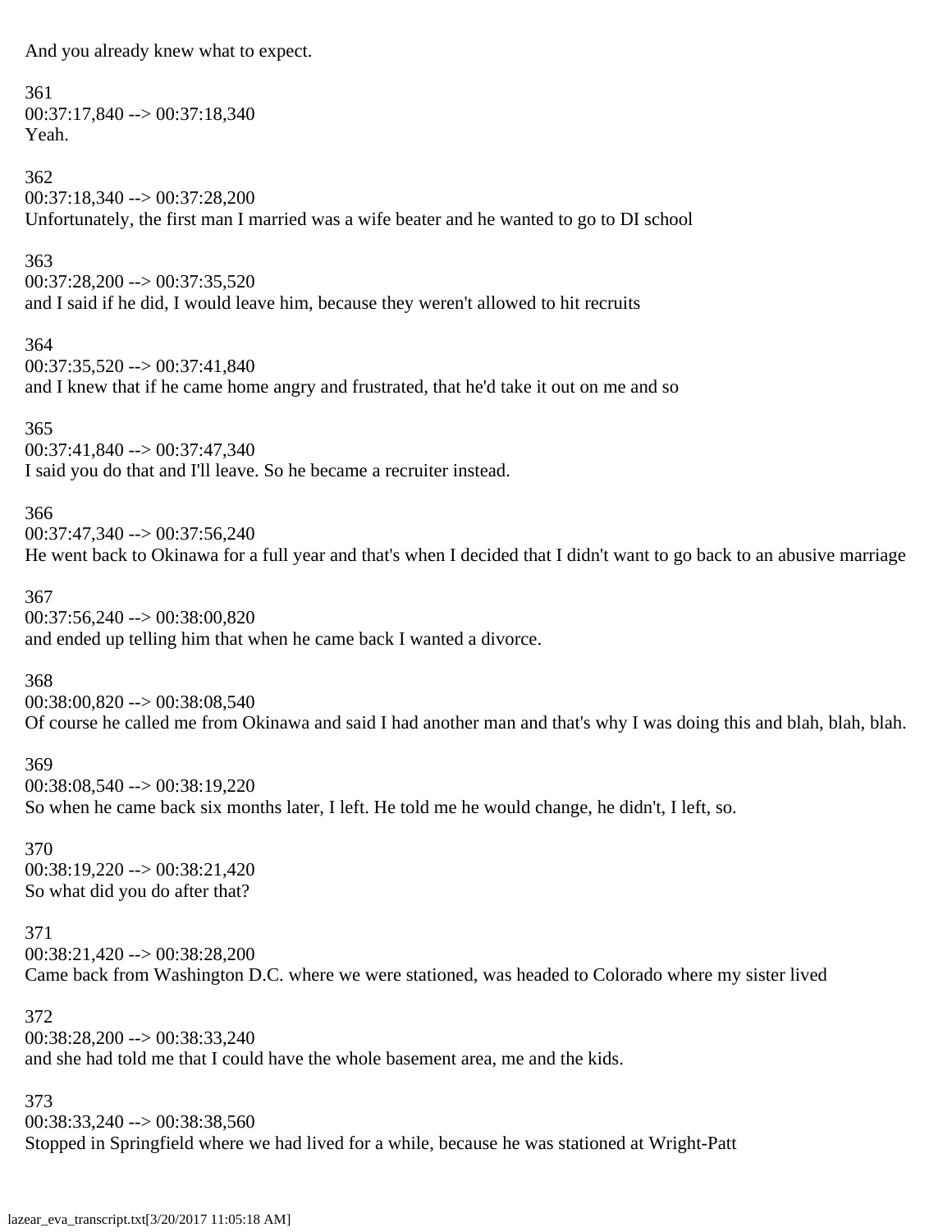And you already knew what to expect.

361
00:37:17,840 --> 00:37:18,340
Yeah.

362
00:37:18,340 --> 00:37:28,200
Unfortunately, the first man I married was a wife beater and he wanted to go to DI school

363
00:37:28,200 --> 00:37:35,520
and I said if he did, I would leave him, because they weren't allowed to hit recruits

364
00:37:35,520 --> 00:37:41,840
and I knew that if he came home angry and frustrated, that he'd take it out on me and so

365
00:37:41,840 --> 00:37:47,340
I said you do that and I'll leave. So he became a recruiter instead.

366
00:37:47,340 --> 00:37:56,240
He went back to Okinawa for a full year and that's when I decided that I didn't want to go back to an abusive marriage

367
00:37:56,240 --> 00:38:00,820
and ended up telling him that when he came back I wanted a divorce.

368
00:38:00,820 --> 00:38:08,540
Of course he called me from Okinawa and said I had another man and that's why I was doing this and blah, blah, blah.

369
00:38:08,540 --> 00:38:19,220
So when he came back six months later, I left. He told me he would change, he didn't, I left, so.

370
00:38:19,220 --> 00:38:21,420
So what did you do after that?

371
00:38:21,420 --> 00:38:28,200
Came back from Washington D.C. where we were stationed, was headed to Colorado where my sister lived

372
00:38:28,200 --> 00:38:33,240
and she had told me that I could have the whole basement area, me and the kids.

373
00:38:33,240 --> 00:38:38,560
Stopped in Springfield where we had lived for a while, because he was stationed at Wright-Patt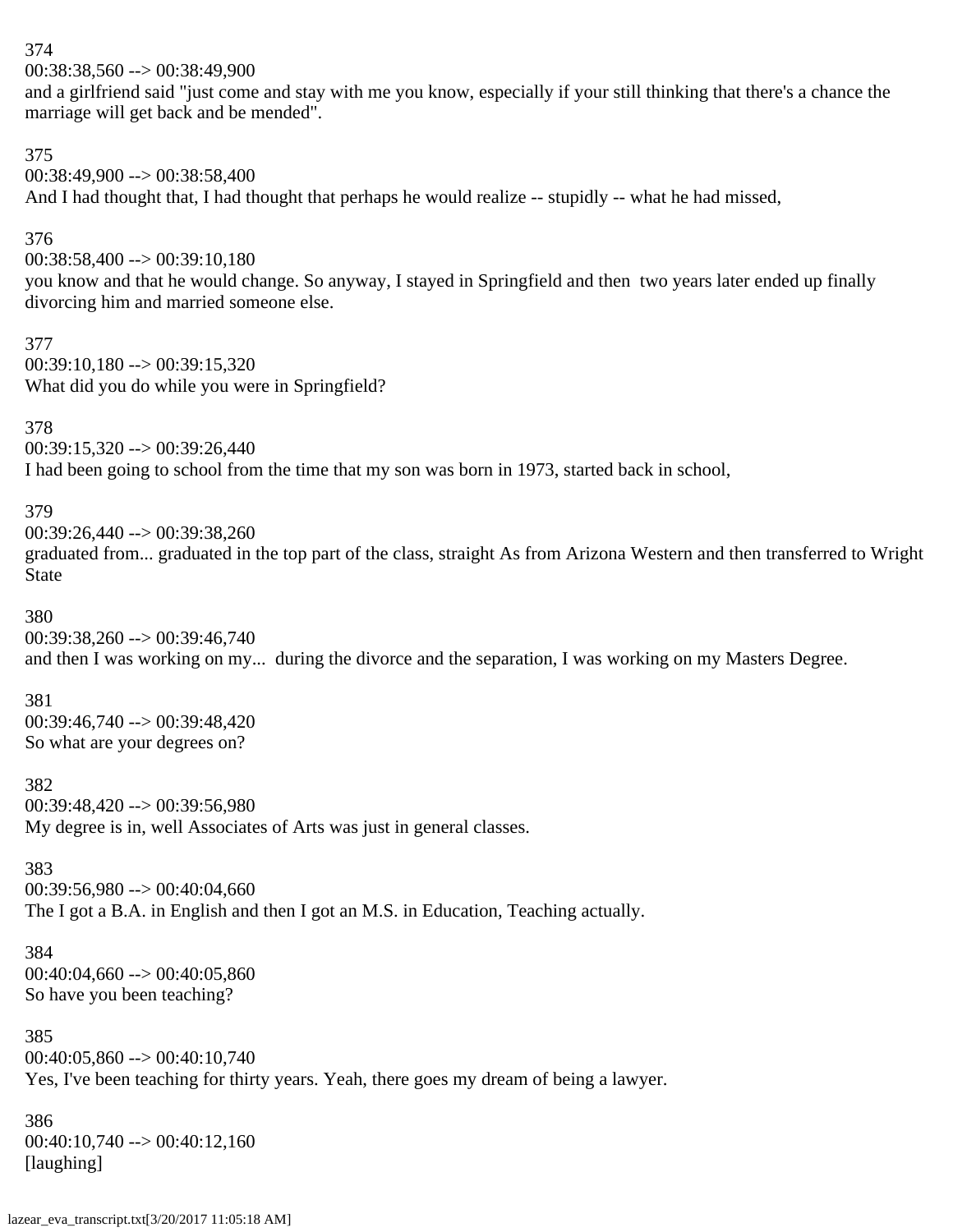374
00:38:38,560 --> 00:38:49,900
and a girlfriend said "just come and stay with me you know, especially if your still thinking that there's a chance the marriage will get back and be mended".

375
00:38:49,900 --> 00:38:58,400
And I had thought that, I had thought that perhaps he would realize -- stupidly -- what he had missed,

376
00:38:58,400 --> 00:39:10,180
you know and that he would change. So anyway, I stayed in Springfield and then two years later ended up finally divorcing him and married someone else.

377
00:39:10,180 --> 00:39:15,320
What did you do while you were in Springfield?

378
00:39:15,320 --> 00:39:26,440
I had been going to school from the time that my son was born in 1973, started back in school,

379
00:39:26,440 --> 00:39:38,260
graduated from... graduated in the top part of the class, straight As from Arizona Western and then transferred to Wright State

380
00:39:38,260 --> 00:39:46,740
and then I was working on my... during the divorce and the separation, I was working on my Masters Degree.

381
00:39:46,740 --> 00:39:48,420
So what are your degrees on?

382
00:39:48,420 --> 00:39:56,980
My degree is in, well Associates of Arts was just in general classes.

383
00:39:56,980 --> 00:40:04,660
The I got a B.A. in English and then I got an M.S. in Education, Teaching actually.

384
00:40:04,660 --> 00:40:05,860
So have you been teaching?

385
00:40:05,860 --> 00:40:10,740
Yes, I've been teaching for thirty years. Yeah, there goes my dream of being a lawyer.

386
00:40:10,740 --> 00:40:12,160
[laughing]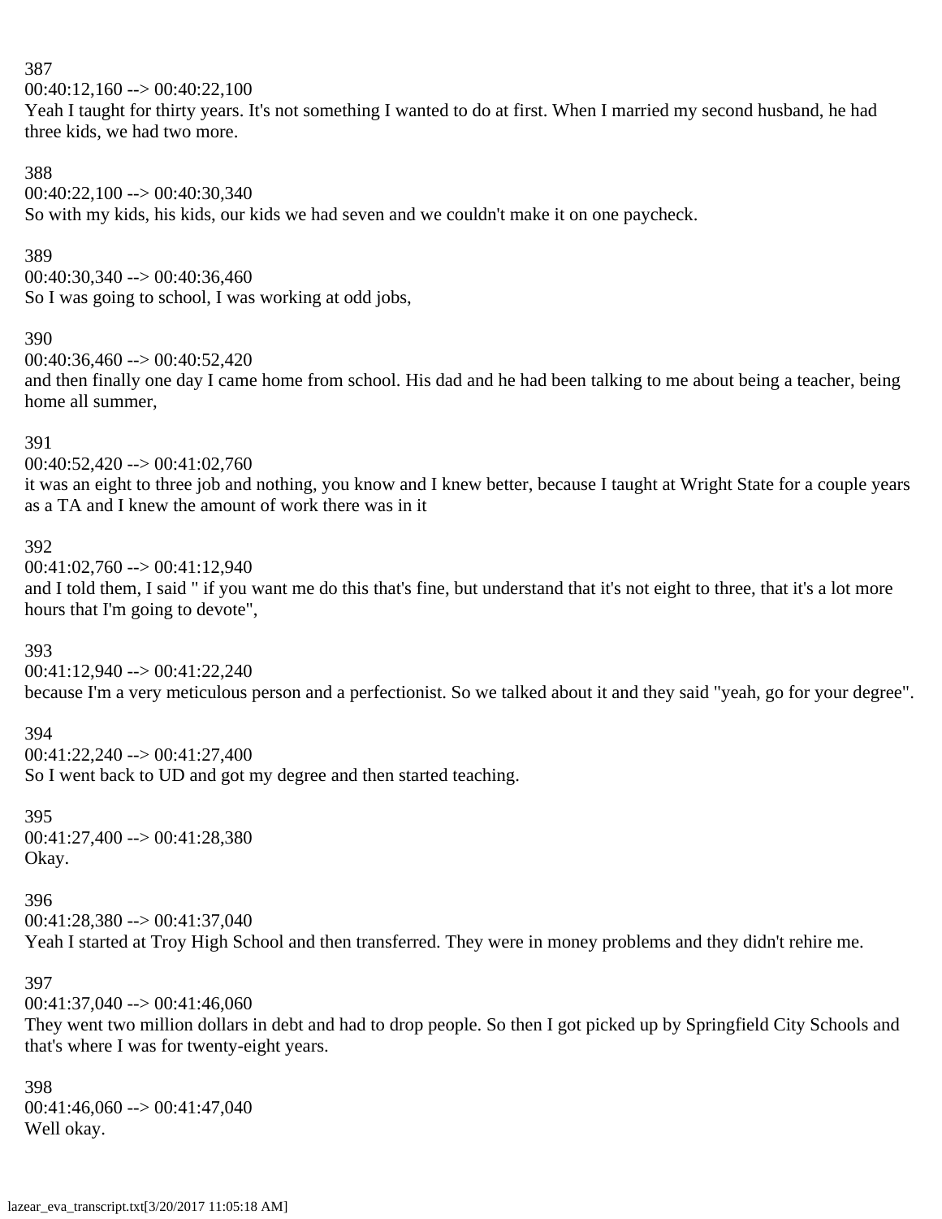387
00:40:12,160 --> 00:40:22,100
Yeah I taught for thirty years. It's not something I wanted to do at first. When I married my second husband, he had three kids, we had two more.

388
00:40:22,100 --> 00:40:30,340
So with my kids, his kids, our kids we had seven and we couldn't make it on one paycheck.

389
00:40:30,340 --> 00:40:36,460
So I was going to school, I was working at odd jobs,

390
00:40:36,460 --> 00:40:52,420
and then finally one day I came home from school. His dad and he had been talking to me about being a teacher, being home all summer,

391
00:40:52,420 --> 00:41:02,760
it was an eight to three job and nothing, you know and I knew better, because I taught at Wright State for a couple years as a TA and I knew the amount of work there was in it

392
00:41:02,760 --> 00:41:12,940
and I told them, I said " if you want me do this that's fine, but understand that it's not eight to three, that it's a lot more hours that I'm going to devote",

393
00:41:12,940 --> 00:41:22,240
because I'm a very meticulous person and a perfectionist. So we talked about it and they said "yeah, go for your degree".

394
00:41:22,240 --> 00:41:27,400
So I went back to UD and got my degree and then started teaching.

395
00:41:27,400 --> 00:41:28,380
Okay.

396
00:41:28,380 --> 00:41:37,040
Yeah I started at Troy High School and then transferred. They were in money problems and they didn't rehire me.

397
00:41:37,040 --> 00:41:46,060
They went two million dollars in debt and had to drop people. So then I got picked up by Springfield City Schools and that's where I was for twenty-eight years.

398
00:41:46,060 --> 00:41:47,040
Well okay.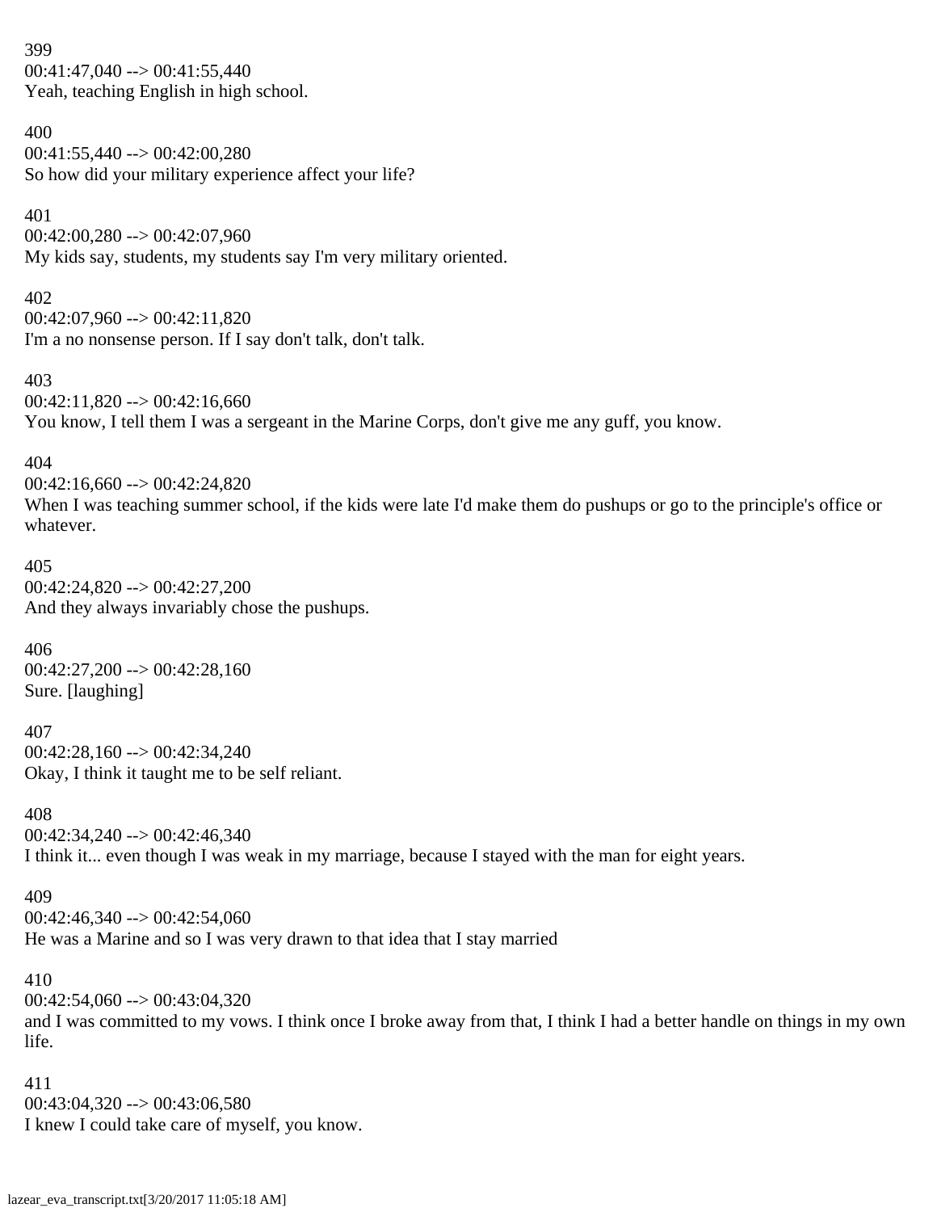399
00:41:47,040 --> 00:41:55,440
Yeah, teaching English in high school.

400
00:41:55,440 --> 00:42:00,280
So how did your military experience affect your life?

401
00:42:00,280 --> 00:42:07,960
My kids say, students, my students say I'm very military oriented.

402
00:42:07,960 --> 00:42:11,820
I'm a no nonsense person. If I say don't talk, don't talk.

403
00:42:11,820 --> 00:42:16,660
You know, I tell them I was a sergeant in the Marine Corps, don't give me any guff, you know.

404
00:42:16,660 --> 00:42:24,820
When I was teaching summer school, if the kids were late I'd make them do pushups or go to the principle's office or whatever.

405
00:42:24,820 --> 00:42:27,200
And they always invariably chose the pushups.

406
00:42:27,200 --> 00:42:28,160
Sure. [laughing]

407
00:42:28,160 --> 00:42:34,240
Okay, I think it taught me to be self reliant.

408
00:42:34,240 --> 00:42:46,340
I think it... even though I was weak in my marriage, because I stayed with the man for eight years.

409
00:42:46,340 --> 00:42:54,060
He was a Marine and so I was very drawn to that idea that I stay married

410
00:42:54,060 --> 00:43:04,320
and I was committed to my vows. I think once I broke away from that, I think I had a better handle on things in my own life.

411
00:43:04,320 --> 00:43:06,580
I knew I could take care of myself, you know.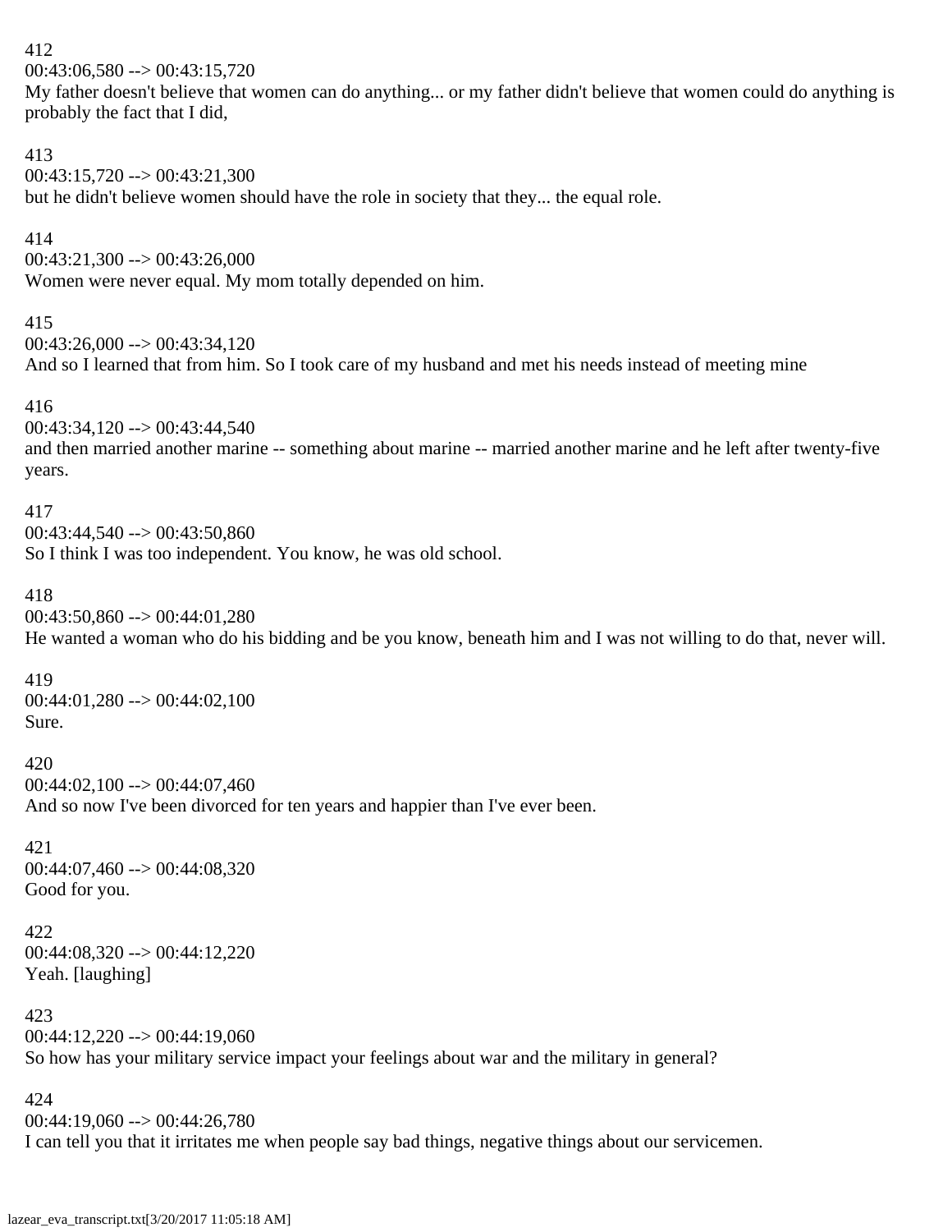412
00:43:06,580 --> 00:43:15,720
My father doesn't believe that women can do anything... or my father didn't believe that women could do anything is probably the fact that I did,

413
00:43:15,720 --> 00:43:21,300
but he didn't believe women should have the role in society that they... the equal role.

414
00:43:21,300 --> 00:43:26,000
Women were never equal. My mom totally depended on him.

415
00:43:26,000 --> 00:43:34,120
And so I learned that from him. So I took care of my husband and met his needs instead of meeting mine

416
00:43:34,120 --> 00:43:44,540
and then married another marine -- something about marine -- married another marine and he left after twenty-five years.

417
00:43:44,540 --> 00:43:50,860
So I think I was too independent. You know, he was old school.

418
00:43:50,860 --> 00:44:01,280
He wanted a woman who do his bidding and be you know, beneath him and I was not willing to do that, never will.

419
00:44:01,280 --> 00:44:02,100
Sure.

420
00:44:02,100 --> 00:44:07,460
And so now I've been divorced for ten years and happier than I've ever been.

421
00:44:07,460 --> 00:44:08,320
Good for you.

422
00:44:08,320 --> 00:44:12,220
Yeah. [laughing]

423
00:44:12,220 --> 00:44:19,060
So how has your military service impact your feelings about war and the military in general?

424
00:44:19,060 --> 00:44:26,780
I can tell you that it irritates me when people say bad things, negative things about our servicemen.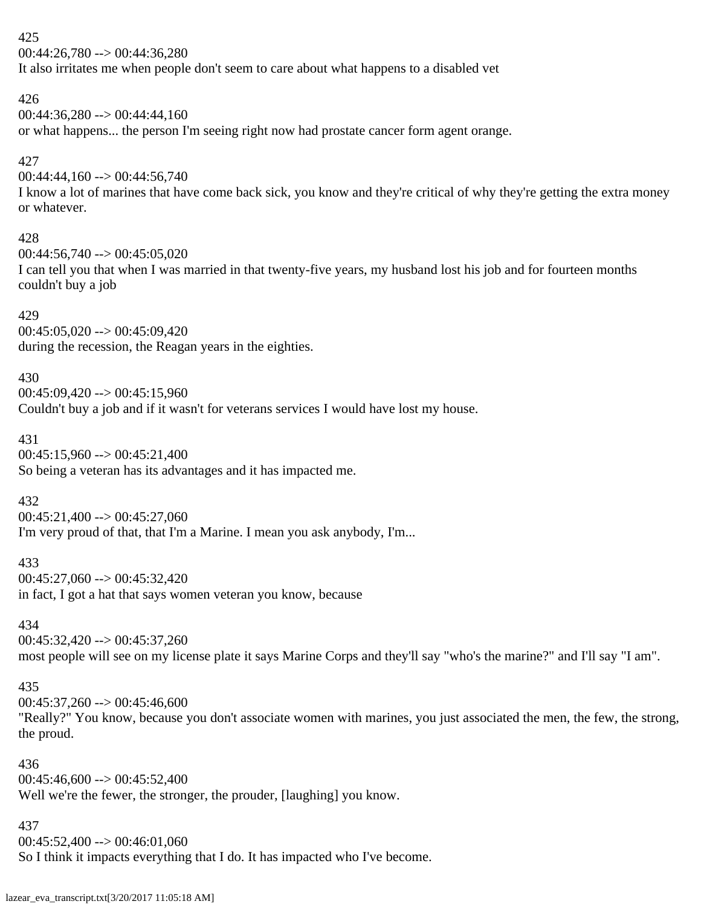425
00:44:26,780 --> 00:44:36,280
It also irritates me when people don't seem to care about what happens to a disabled vet

426
00:44:36,280 --> 00:44:44,160
or what happens... the person I'm seeing right now had prostate cancer form agent orange.

427
00:44:44,160 --> 00:44:56,740
I know a lot of marines that have come back sick, you know and they're critical of why they're getting the extra money or whatever.

428
00:44:56,740 --> 00:45:05,020
I can tell you that when I was married in that twenty-five years, my husband lost his job and for fourteen months couldn't buy a job

429
00:45:05,020 --> 00:45:09,420
during the recession, the Reagan years in the eighties.

430
00:45:09,420 --> 00:45:15,960
Couldn't buy a job and if it wasn't for veterans services I would have lost my house.

431
00:45:15,960 --> 00:45:21,400
So being a veteran has its advantages and it has impacted me.

432
00:45:21,400 --> 00:45:27,060
I'm very proud of that, that I'm a Marine. I mean you ask anybody, I'm...

433
00:45:27,060 --> 00:45:32,420
in fact, I got a hat that says women veteran you know, because

434
00:45:32,420 --> 00:45:37,260
most people will see on my license plate it says Marine Corps and they'll say "who's the marine?" and I'll say "I am".

435
00:45:37,260 --> 00:45:46,600
"Really?" You know, because you don't associate women with marines, you just associated the men, the few, the strong, the proud.

436
00:45:46,600 --> 00:45:52,400
Well we're the fewer, the stronger, the prouder, [laughing] you know.

437
00:45:52,400 --> 00:46:01,060
So I think it impacts everything that I do. It has impacted who I've become.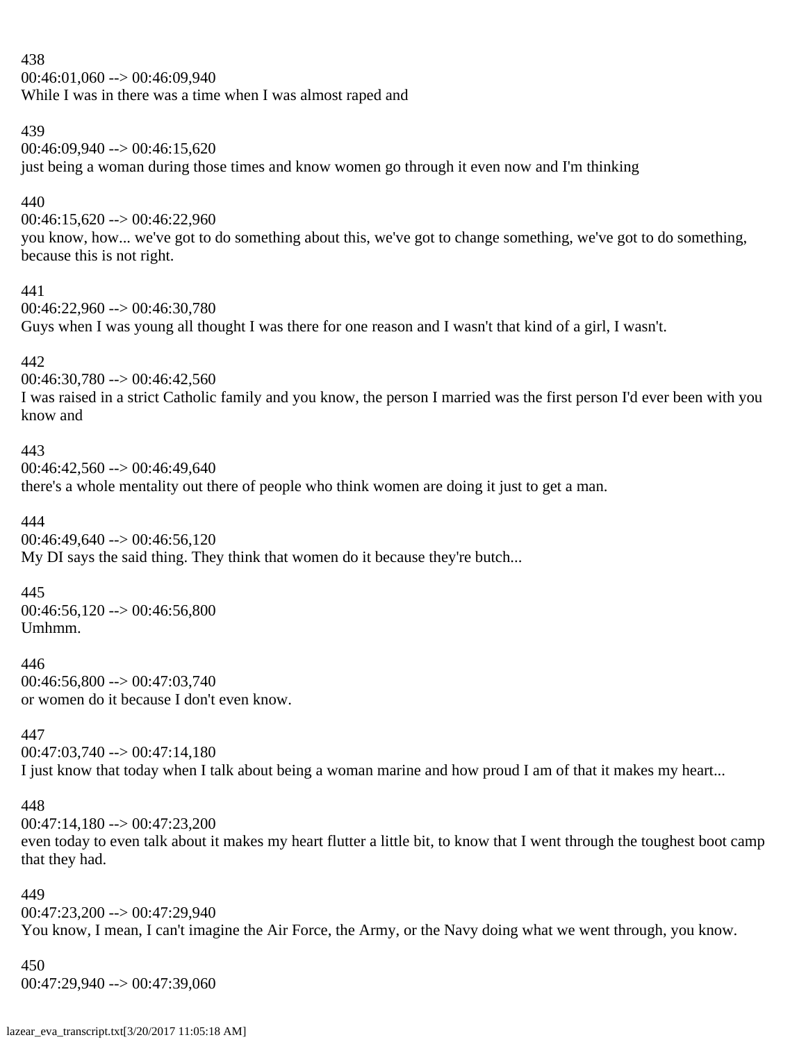438
00:46:01,060 --> 00:46:09,940
While I was in there was a time when I was almost raped and

439
00:46:09,940 --> 00:46:15,620
just being a woman during those times and know women go through it even now and I'm thinking

440
00:46:15,620 --> 00:46:22,960
you know, how... we've got to do something about this, we've got to change something, we've got to do something, because this is not right.

441
00:46:22,960 --> 00:46:30,780
Guys when I was young all thought I was there for one reason and I wasn't that kind of a girl, I wasn't.

442
00:46:30,780 --> 00:46:42,560
I was raised in a strict Catholic family and you know, the person I married was the first person I'd ever been with you know and

443
00:46:42,560 --> 00:46:49,640
there's a whole mentality out there of people who think women are doing it just to get a man.

444
00:46:49,640 --> 00:46:56,120
My DI says the said thing. They think that women do it because they're butch...

445
00:46:56,120 --> 00:46:56,800
Umhmm.

446
00:46:56,800 --> 00:47:03,740
or women do it because I don't even know.

447
00:47:03,740 --> 00:47:14,180
I just know that today when I talk about being a woman marine and how proud I am of that it makes my heart...

448
00:47:14,180 --> 00:47:23,200
even today to even talk about it makes my heart flutter a little bit, to know that I went through the toughest boot camp that they had.

449
00:47:23,200 --> 00:47:29,940
You know, I mean, I can't imagine the Air Force, the Army, or the Navy doing what we went through, you know.

450
00:47:29,940 --> 00:47:39,060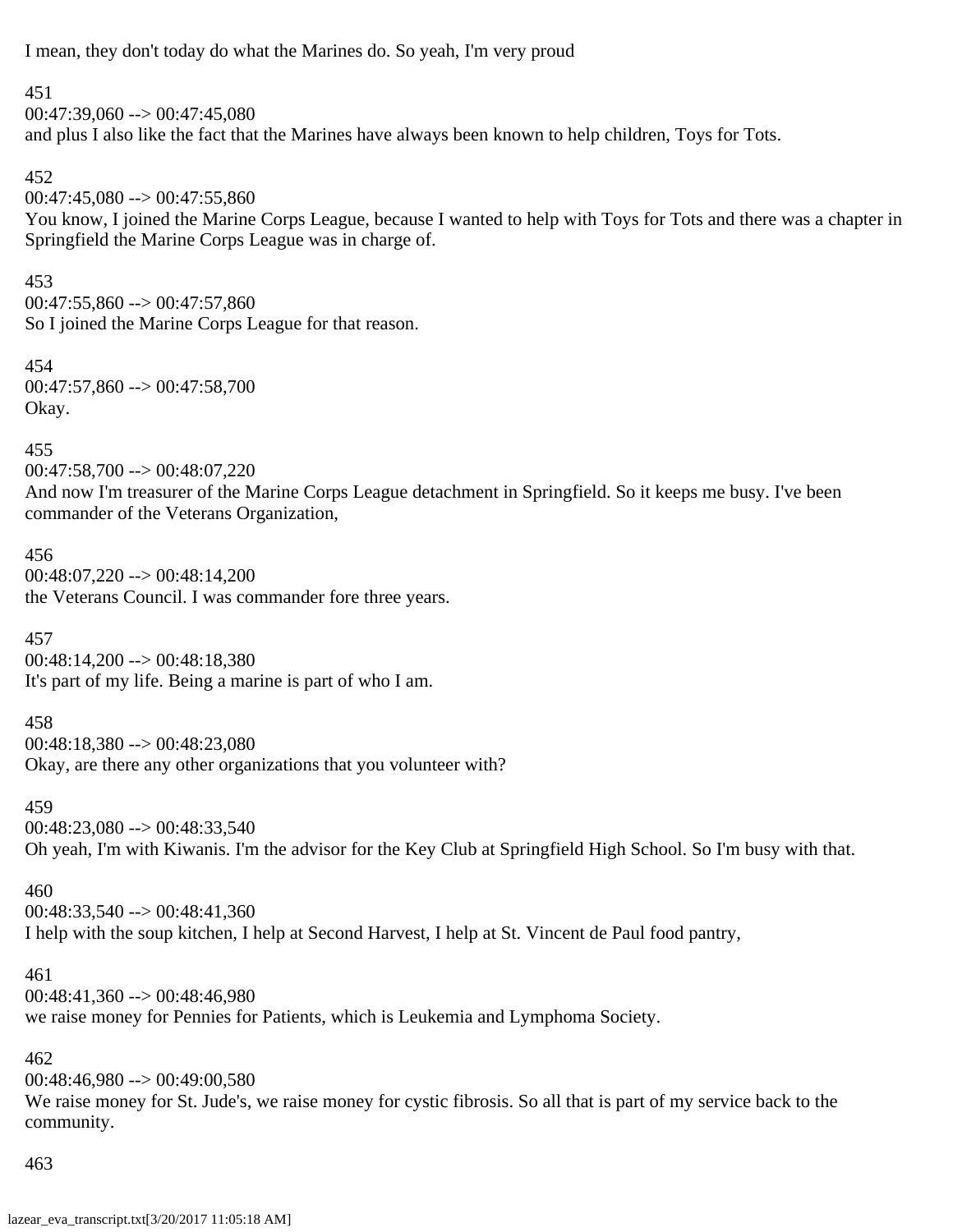I mean, they don't today do what the Marines do. So yeah, I'm very proud

451
00:47:39,060 --> 00:47:45,080
and plus I also like the fact that the Marines have always been known to help children, Toys for Tots.

452
00:47:45,080 --> 00:47:55,860
You know, I joined the Marine Corps League, because I wanted to help with Toys for Tots and there was a chapter in Springfield the Marine Corps League was in charge of.

453
00:47:55,860 --> 00:47:57,860
So I joined the Marine Corps League for that reason.

454
00:47:57,860 --> 00:47:58,700
Okay.

455
00:47:58,700 --> 00:48:07,220
And now I'm treasurer of the Marine Corps League detachment in Springfield. So it keeps me busy. I've been commander of the Veterans Organization,

456
00:48:07,220 --> 00:48:14,200
the Veterans Council. I was commander fore three years.

457
00:48:14,200 --> 00:48:18,380
It's part of my life. Being a marine is part of who I am.

458
00:48:18,380 --> 00:48:23,080
Okay, are there any other organizations that you volunteer with?

459
00:48:23,080 --> 00:48:33,540
Oh yeah, I'm with Kiwanis. I'm the advisor for the Key Club at Springfield High School. So I'm busy with that.

460
00:48:33,540 --> 00:48:41,360
I help with the soup kitchen, I help at Second Harvest, I help at St. Vincent de Paul food pantry,

461
00:48:41,360 --> 00:48:46,980
we raise money for Pennies for Patients, which is Leukemia and Lymphoma Society.

462
00:48:46,980 --> 00:49:00,580
We raise money for St. Jude's, we raise money for cystic fibrosis. So all that is part of my service back to the community.

463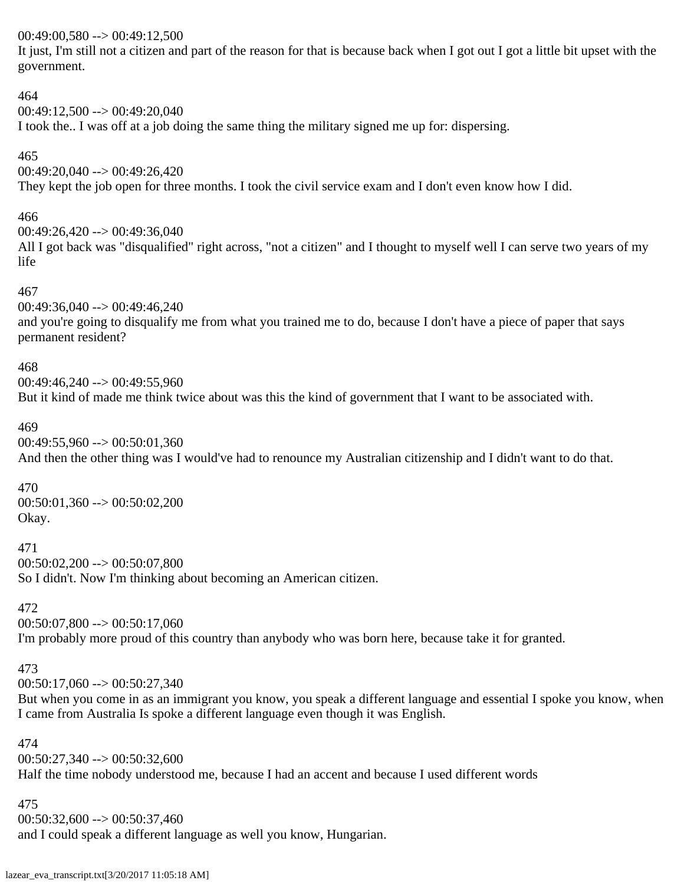00:49:00,580 --> 00:49:12,500
It just, I'm still not a citizen and part of the reason for that is because back when I got out I got a little bit upset with the government.

464
00:49:12,500 --> 00:49:20,040
I took the.. I was off at a job doing the same thing the military signed me up for: dispersing.

465
00:49:20,040 --> 00:49:26,420
They kept the job open for three months. I took the civil service exam and I don't even know how I did.

466
00:49:26,420 --> 00:49:36,040
All I got back was "disqualified" right across, "not a citizen" and I thought to myself well I can serve two years of my life

467
00:49:36,040 --> 00:49:46,240
and you're going to disqualify me from what you trained me to do, because I don't have a piece of paper that says permanent resident?

468
00:49:46,240 --> 00:49:55,960
But it kind of made me think twice about was this the kind of government that I want to be associated with.

469
00:49:55,960 --> 00:50:01,360
And then the other thing was I would've had to renounce my Australian citizenship and I didn't want to do that.

470
00:50:01,360 --> 00:50:02,200
Okay.

471
00:50:02,200 --> 00:50:07,800
So I didn't. Now I'm thinking about becoming an American citizen.

472
00:50:07,800 --> 00:50:17,060
I'm probably more proud of this country than anybody who was born here, because take it for granted.

473
00:50:17,060 --> 00:50:27,340
But when you come in as an immigrant you know, you speak a different language and essential I spoke you know, when I came from Australia Is spoke a different language even though it was English.

474
00:50:27,340 --> 00:50:32,600
Half the time nobody understood me, because I had an accent and because I used different words

475
00:50:32,600 --> 00:50:37,460
and I could speak a different language as well you know, Hungarian.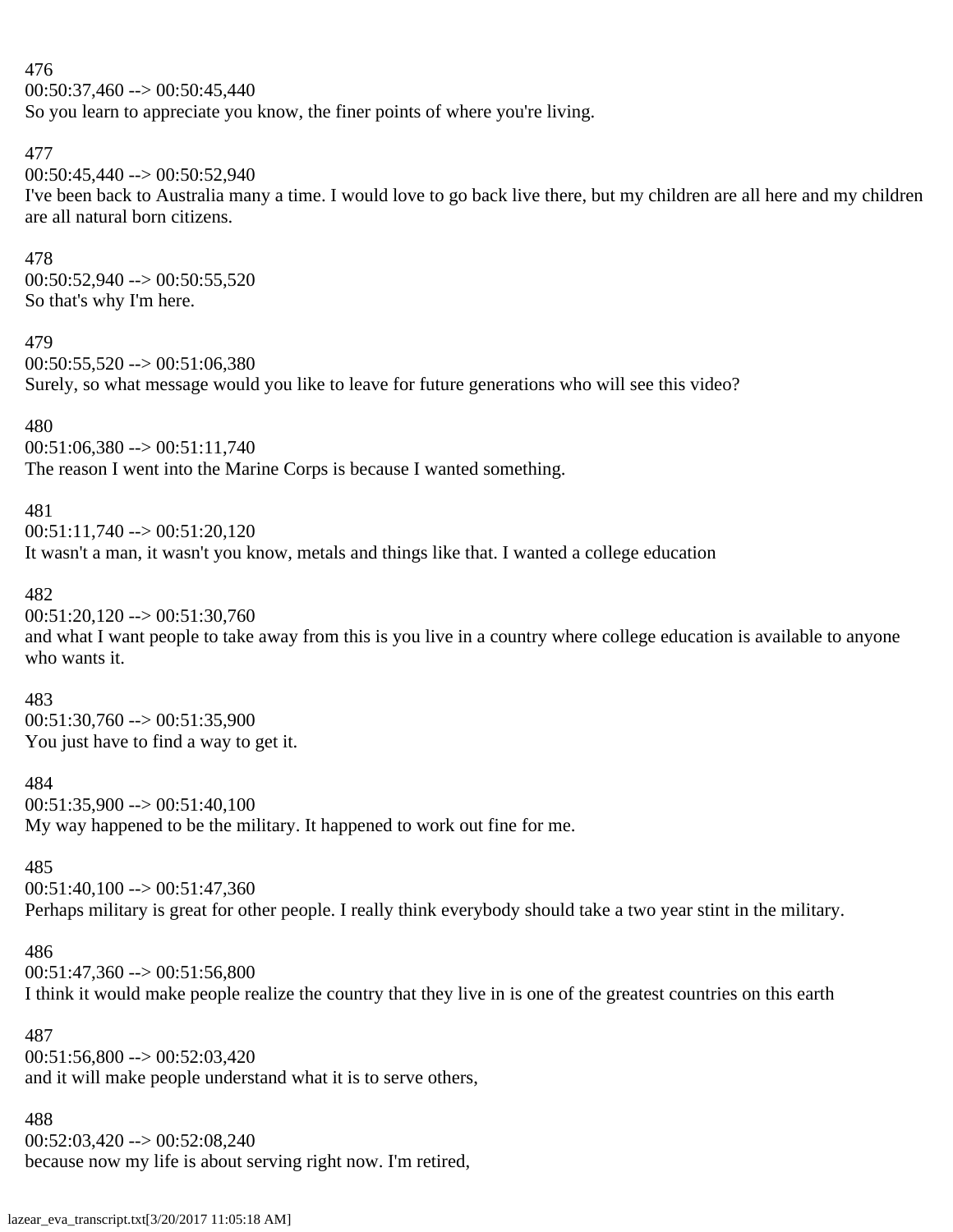476
00:50:37,460 --> 00:50:45,440
So you learn to appreciate you know, the finer points of where you're living.

477
00:50:45,440 --> 00:50:52,940
I've been back to Australia many a time. I would love to go back live there, but my children are all here and my children are all natural born citizens.

478
00:50:52,940 --> 00:50:55,520
So that's why I'm here.

479
00:50:55,520 --> 00:51:06,380
Surely, so what message would you like to leave for future generations who will see this video?

480
00:51:06,380 --> 00:51:11,740
The reason I went into the Marine Corps is because I wanted something.

481
00:51:11,740 --> 00:51:20,120
It wasn't a man, it wasn't you know, metals and things like that. I wanted a college education

482
00:51:20,120 --> 00:51:30,760
and what I want people to take away from this is you live in a country where college education is available to anyone who wants it.

483
00:51:30,760 --> 00:51:35,900
You just have to find a way to get it.

484
00:51:35,900 --> 00:51:40,100
My way happened to be the military. It happened to work out fine for me.

485
00:51:40,100 --> 00:51:47,360
Perhaps military is great for other people. I really think everybody should take a two year stint in the military.

486
00:51:47,360 --> 00:51:56,800
I think it would make people realize the country that they live in is one of the greatest countries on this earth

487
00:51:56,800 --> 00:52:03,420
and it will make people understand what it is to serve others,

488
00:52:03,420 --> 00:52:08,240
because now my life is about serving right now. I'm retired,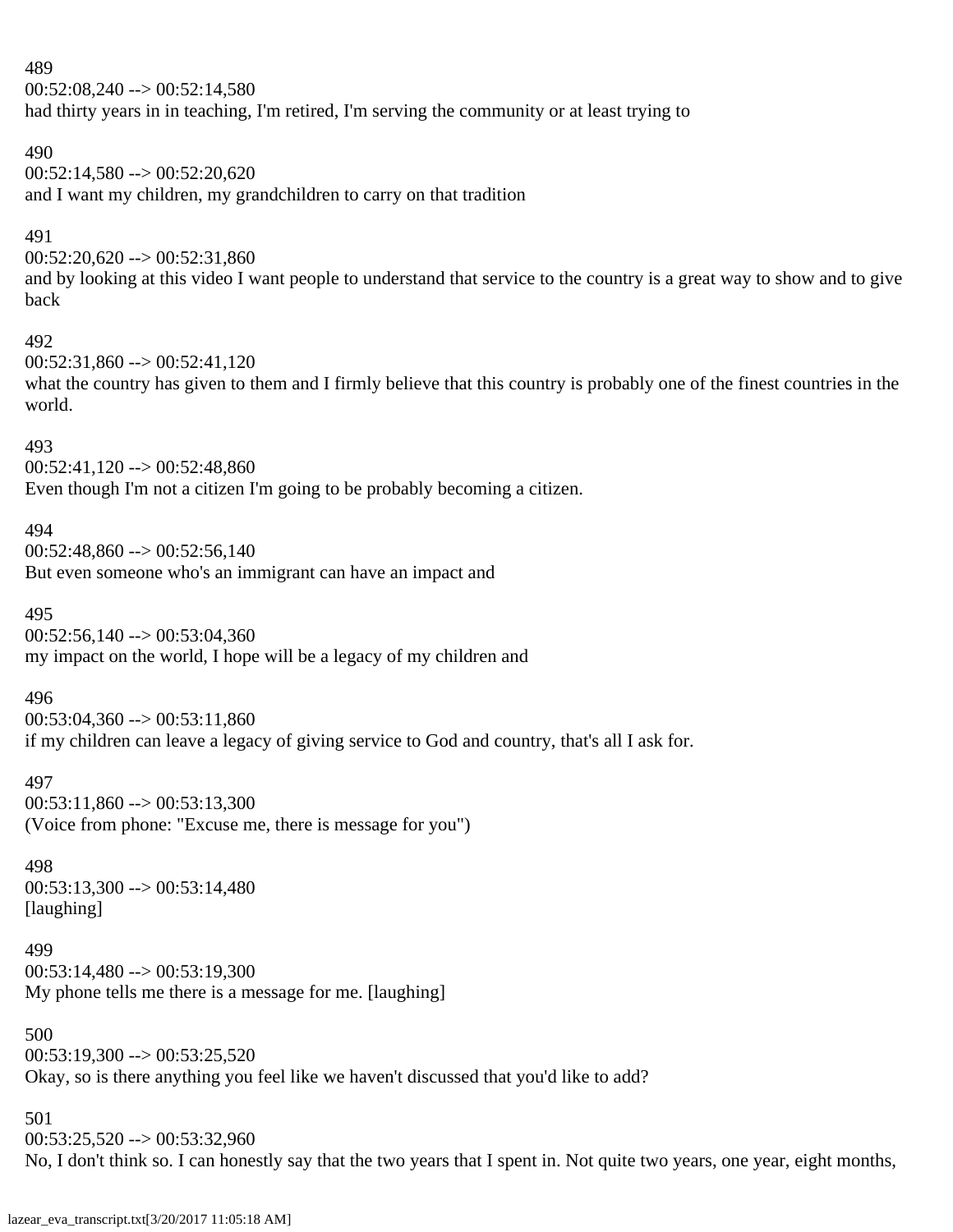489
00:52:08,240 --> 00:52:14,580
had thirty years in in teaching, I'm retired, I'm serving the community or at least trying to

490
00:52:14,580 --> 00:52:20,620
and I want my children, my grandchildren to carry on that tradition

491
00:52:20,620 --> 00:52:31,860
and by looking at this video I want people to understand that service to the country is a great way to show and to give back

492
00:52:31,860 --> 00:52:41,120
what the country has given to them and I firmly believe that this country is probably one of the finest countries in the world.

493
00:52:41,120 --> 00:52:48,860
Even though I'm not a citizen I'm going to be probably becoming a citizen.

494
00:52:48,860 --> 00:52:56,140
But even someone who's an immigrant can have an impact and

495
00:52:56,140 --> 00:53:04,360
my impact on the world, I hope will be a legacy of my children and

496
00:53:04,360 --> 00:53:11,860
if my children can leave a legacy of giving service to God and country, that's all I ask for.

497
00:53:11,860 --> 00:53:13,300
(Voice from phone: "Excuse me, there is message for you")

498
00:53:13,300 --> 00:53:14,480
[laughing]

499
00:53:14,480 --> 00:53:19,300
My phone tells me there is a message for me. [laughing]

500
00:53:19,300 --> 00:53:25,520
Okay, so is there anything you feel like we haven't discussed that you'd like to add?

501
00:53:25,520 --> 00:53:32,960
No, I don't think so. I can honestly say that the two years that I spent in. Not quite two years, one year, eight months,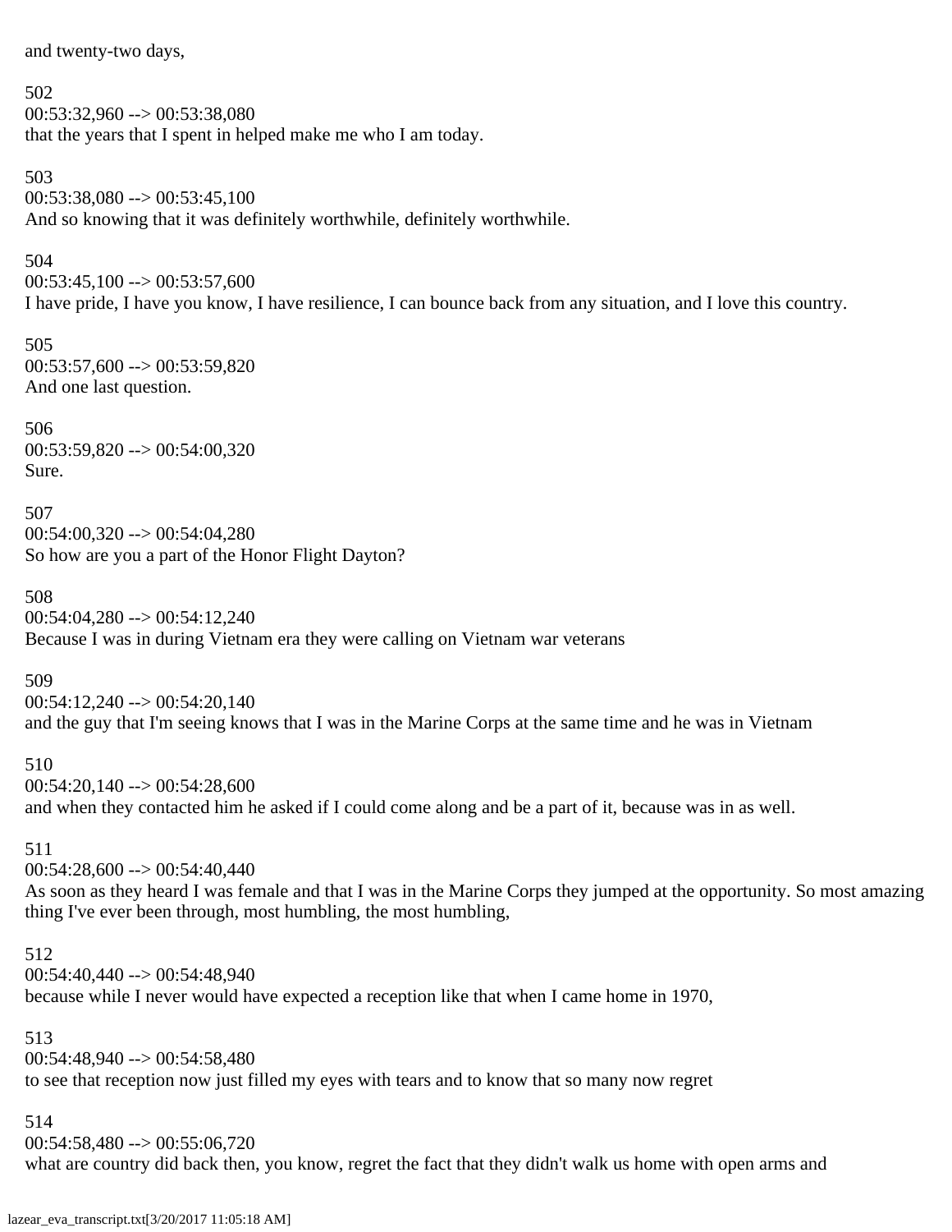and twenty-two days,

502
00:53:32,960 --> 00:53:38,080
that the years that I spent in helped make me who I am today.

503
00:53:38,080 --> 00:53:45,100
And so knowing that it was definitely worthwhile, definitely worthwhile.

504
00:53:45,100 --> 00:53:57,600
I have pride, I have you know, I have resilience, I can bounce back from any situation, and I love this country.

505
00:53:57,600 --> 00:53:59,820
And one last question.

506
00:53:59,820 --> 00:54:00,320
Sure.

507
00:54:00,320 --> 00:54:04,280
So how are you a part of the Honor Flight Dayton?

508
00:54:04,280 --> 00:54:12,240
Because I was in during Vietnam era they were calling on Vietnam war veterans

509
00:54:12,240 --> 00:54:20,140
and the guy that I'm seeing knows that I was in the Marine Corps at the same time and he was in Vietnam

510
00:54:20,140 --> 00:54:28,600
and when they contacted him he asked if I could come along and be a part of it, because was in as well.

511
00:54:28,600 --> 00:54:40,440
As soon as they heard I was female and that I was in the Marine Corps they jumped at the opportunity. So most amazing thing I've ever been through, most humbling, the most humbling,

512
00:54:40,440 --> 00:54:48,940
because while I never would have expected a reception like that when I came home in 1970,

513
00:54:48,940 --> 00:54:58,480
to see that reception now just filled my eyes with tears and to know that so many now regret

514
00:54:58,480 --> 00:55:06,720
what are country did back then, you know, regret the fact that they didn't walk us home with open arms and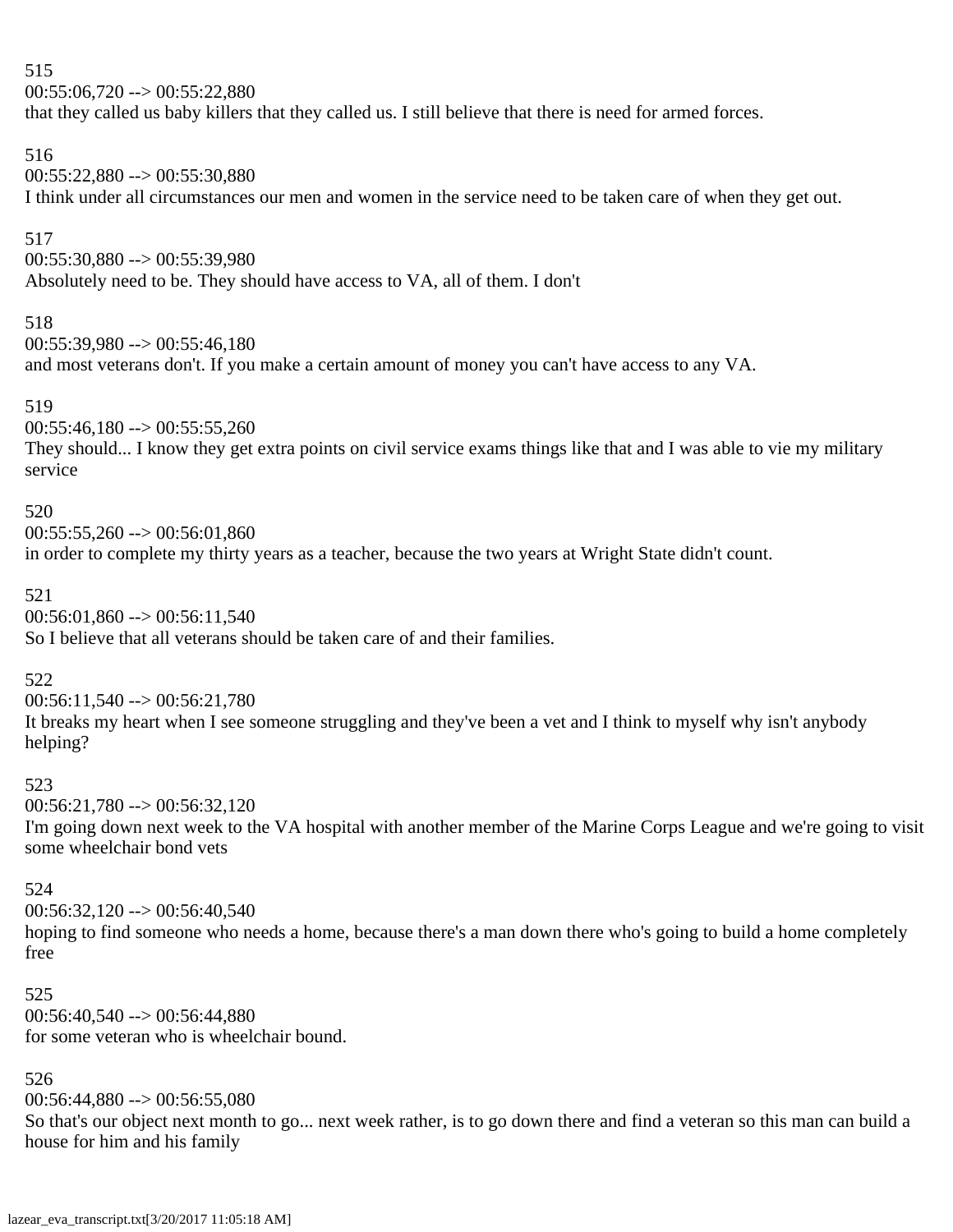515
00:55:06,720 --> 00:55:22,880
that they called us baby killers that they called us. I still believe that there is need for armed forces.

516
00:55:22,880 --> 00:55:30,880
I think under all circumstances our men and women in the service need to be taken care of when they get out.

517
00:55:30,880 --> 00:55:39,980
Absolutely need to be. They should have access to VA, all of them. I don't

518
00:55:39,980 --> 00:55:46,180
and most veterans don't. If you make a certain amount of money you can't have access to any VA.

519
00:55:46,180 --> 00:55:55,260
They should... I know they get extra points on civil service exams things like that and I was able to vie my military service

520
00:55:55,260 --> 00:56:01,860
in order to complete my thirty years as a teacher, because the two years at Wright State didn't count.

521
00:56:01,860 --> 00:56:11,540
So I believe that all veterans should be taken care of and their families.

522
00:56:11,540 --> 00:56:21,780
It breaks my heart when I see someone struggling and they've been a vet and I think to myself why isn't anybody helping?

523
00:56:21,780 --> 00:56:32,120
I'm going down next week to the VA hospital with another member of the Marine Corps League and we're going to visit some wheelchair bond vets

524
00:56:32,120 --> 00:56:40,540
hoping to find someone who needs a home, because there's a man down there who's going to build a home completely free

525
00:56:40,540 --> 00:56:44,880
for some veteran who is wheelchair bound.

526
00:56:44,880 --> 00:56:55,080
So that's our object next month to go... next week rather, is to go down there and find a veteran so this man can build a house for him and his family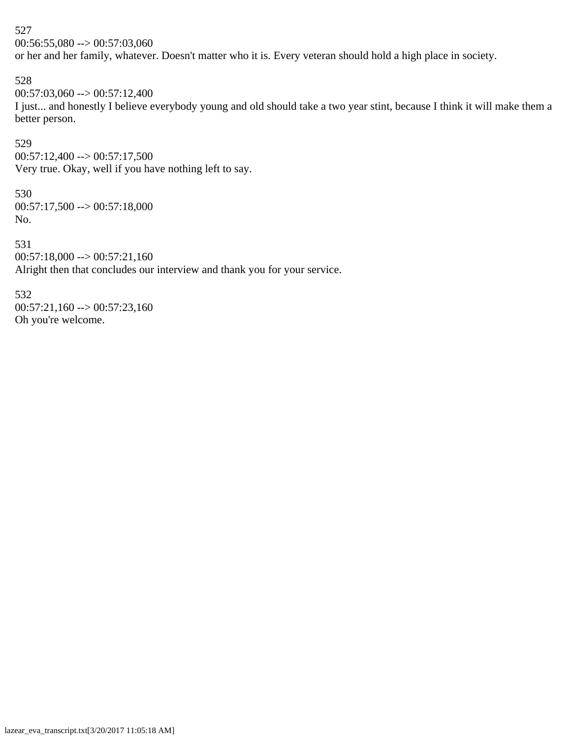527
00:56:55,080 --> 00:57:03,060
or her and her family, whatever. Doesn't matter who it is. Every veteran should hold a high place in society.

528
00:57:03,060 --> 00:57:12,400
I just... and honestly I believe everybody young and old should take a two year stint, because I think it will make them a better person.

529
00:57:12,400 --> 00:57:17,500
Very true. Okay, well if you have nothing left to say.

530
00:57:17,500 --> 00:57:18,000
No.

531
00:57:18,000 --> 00:57:21,160
Alright then that concludes our interview and thank you for your service.

532
00:57:21,160 --> 00:57:23,160
Oh you're welcome.